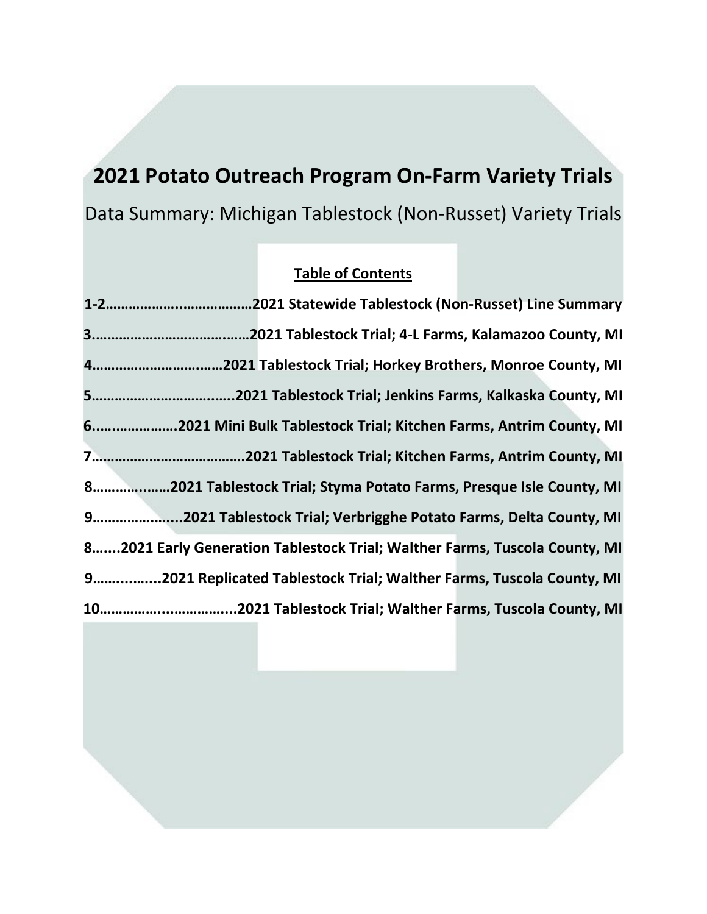# 2021 Potato Outreach Program On-Farm Variety Trials

Data Summary: Michigan Tablestock (Non-Russet) Variety Trials

## Table of Contents

1-2……………….……………2021 Statewide Tablestock (Non-Russet) Line Summary

3…………………………….……2021 Tablestock Trial; 4-L Farms, Kalamazoo County, MI

4……………………….……2021 Tablestock Trial; Horkey Brothers, Monroe County, MI

5…………………………..…..2021 Tablestock Trial; Jenkins Farms, Kalkaska County, MI

6.…………………2021 Mini Bulk Tablestock Trial; Kitchen Farms, Antrim County, MI

7…………………………………2021 Tablestock Trial; Kitchen Farms, Antrim County, MI

8…………..……2021 Tablestock Trial; Styma Potato Farms, Presque Isle County, MI

9………………....2021 Tablestock Trial; Verbrigghe Potato Farms, Delta County, MI

8…....2021 Early Generation Tablestock Trial; Walther Farms, Tuscola County, MI

9……..…....2021 Replicated Tablestock Trial; Walther Farms, Tuscola County, MI

10……………...……….….2021 Tablestock Trial; Walther Farms, Tuscola County, MI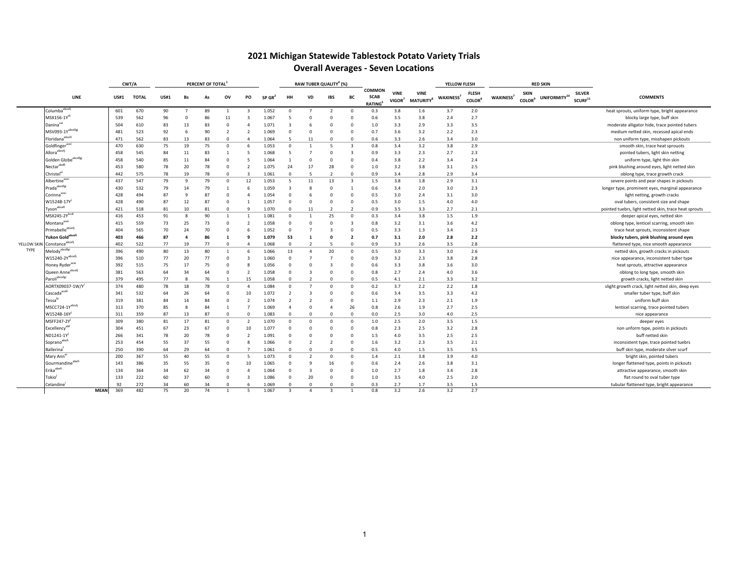# 2021 Michigan Statewide Tablestock Potato Variety Trials

## Overall Averages - Seven Locations

| | LINE | CWT/A US#1 | CWT/A TOTAL | PERCENT OF TOTAL[1] US#1 | Bs | As | OV | PO | SP GR[2] | RAW TUBER QUALITY[4] (%) HH | VD | IBS | BC | COMMON SCAB RATING[5] | VINE VIGOR[7] | VINE MATURITY[8] | YELLOW FLESH WAXINESS[7] | FLESH COLOR[8] | RED SKIN WAXINESS[7] | SKIN COLOR[9] | UNIFORMITY[10] | SILVER SCURF[11] | COMMENTS |
|---|---|---|---|---|---|---|---|---|---|---|---|---|---|---|---|---|---|---|---|---|---|---|---|
| YELLOW SKIN TYPE | Columba[abcefj] | 601 | 670 | 90 | 7 | 89 | 1 | 3 | 1.052 | 0 | 7 | 2 | 0 | 0.3 | 3.8 | 1.6 | 3.7 | 2.0 | | | | | heat sprouts, uniform type, bright appearance |
| | MSX156-1Y[di] | 539 | 562 | 96 | 0 | 86 | 11 | 3 | 1.067 | 5 | 0 | 0 | 0 | 0.6 | 3.5 | 3.8 | 2.4 | 2.7 | | | | | blocky large type, buff skin |
| | Danina[cei] | 504 | 610 | 83 | 13 | 83 | 0 | 4 | 1.071 | 3 | 6 | 0 | 0 | 1.0 | 3.3 | 2.9 | 3.3 | 3.5 | | | | | moderate alligator hide, trace pointed tubers |
| | MSV093-1Y[abcdfgj] | 481 | 523 | 92 | 6 | 90 | 2 | 2 | 1.069 | 0 | 0 | 0 | 0 | 0.7 | 3.6 | 3.2 | 2.2 | 2.3 | | | | | medium netted skin, recessed apical ends |
| | Floridana[abcefi] | 471 | 562 | 83 | 13 | 83 | 0 | 4 | 1.064 | 5 | 11 | 0 | 0 | 0.6 | 3.3 | 2.6 | 3.4 | 3.0 | | | | | non uniform type, misshapen pickouts |
| | Goldfinger[acei] | 470 | 630 | 75 | 19 | 75 | 0 | 6 | 1.053 | 0 | 1 | 5 | 3 | 0.8 | 3.4 | 3.2 | 3.8 | 2.9 | | | | | smooth skin, trace heat sprouts |
| | Allora[abcefj] | 458 | 545 | 84 | 11 | 83 | 1 | 5 | 1.068 | 5 | 7 | 0 | 3 | 0.9 | 3.3 | 2.3 | 2.7 | 2.3 | | | | | pointed tubers, light skin netting |
| | Golden Globe[abcdfgj] | 458 | 540 | 85 | 11 | 84 | 0 | 5 | 1.064 | 1 | 0 | 0 | 0 | 0.4 | 3.8 | 2.2 | 3.4 | 2.4 | | | | | uniform type, light thin skin |
| | Nectar[abdfi] | 453 | 580 | 78 | 20 | 78 | 0 | 2 | 1.075 | 24 | 17 | 28 | 0 | 1.0 | 3.2 | 3.8 | 3.1 | 2.5 | | | | | pink blushing around eyes, light netted skin |
| | Christel[ei] | 442 | 575 | 78 | 19 | 78 | 0 | 3 | 1.061 | 0 | 5 | 2 | 0 | 0.9 | 3.4 | 2.8 | 2.9 | 3.4 | | | | | oblong type, trace growth crack |
| | Albertine[acei] | 437 | 547 | 79 | 9 | 79 | 0 | 12 | 1.053 | 5 | 11 | 13 | 3 | 1.5 | 3.8 | 1.8 | 2.9 | 3.1 | | | | | severe points and pear shapes in pickouts |
| | Prada[abcdfgj] | 430 | 532 | 79 | 14 | 79 | 1 | 6 | 1.059 | 3 | 8 | 0 | 1 | 0.6 | 3.4 | 2.0 | 3.0 | 2.3 | | | | | longer type, prominent eyes, marginal appearance |
| | Corinna[acei] | 428 | 494 | 87 | 9 | 87 | 0 | 4 | 1.054 | 0 | 6 | 0 | 0 | 0.5 | 3.0 | 2.4 | 3.1 | 3.0 | | | | | light netting, growth cracks |
| | W15248-17Y[j] | 428 | 490 | 87 | 12 | 87 | 0 | 1 | 1.057 | 0 | 0 | 0 | 0 | 0.5 | 3.0 | 1.5 | 4.0 | 4.0 | | | | | oval tubers, consistent size and shape |
| | Tyson[abcefi] | 421 | 518 | 81 | 10 | 81 | 0 | 9 | 1.070 | 0 | 11 | 2 | 2 | 0.9 | 3.5 | 3.3 | 2.7 | 2.1 | | | | | pointed tuebrs, light netted skin, trace heat sprouts |
| | MSX245-2Y[bcdi] | 416 | 453 | 91 | 8 | 90 | 1 | 1 | 1.081 | 0 | 1 | 25 | 0 | 0.3 | 3.4 | 3.8 | 1.5 | 1.9 | | | | | deeper apical eyes, netted skin |
| | Montana[acei] | 415 | 559 | 73 | 25 | 73 | 0 | 2 | 1.058 | 0 | 0 | 0 | 3 | 0.8 | 3.2 | 3.1 | 3.6 | 4.2 | | | | | oblong type, lenticel scarring, smooth skin |
| | Primabelle[abcefj] | 404 | 565 | 70 | 24 | 70 | 0 | 6 | 1.052 | 0 | 7 | 3 | 0 | 0.5 | 3.3 | 1.3 | 3.4 | 2.3 | | | | | trace heat sprouts, inconsistent shape |
| | **Yukon Gold[abcefi]** | **403** | **466** | **87** | **4** | **86** | **1** | **9** | **1.079** | **53** | **1** | **0** | **2** | **0.7** | **3.1** | **2.0** | **2.8** | **2.2** | | | | | **blocky tubers, pink blushing around eyes** |
| | Constance[abcefj] | 402 | 522 | 77 | 19 | 77 | 0 | 4 | 1.068 | 0 | 2 | 5 | 0 | 0.9 | 3.3 | 2.6 | 3.5 | 2.8 | | | | | flattened type, nice smooth appearance |
| | Melody[abcdfgi] | 396 | 490 | 80 | 13 | 80 | 1 | 6 | 1.066 | 13 | 4 | 20 | 0 | 0.5 | 3.0 | 3.3 | 3.0 | 2.6 | | | | | netted skin, growth cracks in pickouts |
| | W15240-2Y[abcefj] | 396 | 510 | 77 | 20 | 77 | 0 | 3 | 1.060 | 0 | 7 | 7 | 0 | 0.9 | 3.2 | 2.3 | 3.8 | 2.8 | | | | | nice appearance, inconsistent tuber type |
| | Honey Ryder[acei] | 392 | 515 | 75 | 17 | 75 | 0 | 8 | 1.056 | 0 | 0 | 3 | 0 | 0.6 | 3.3 | 3.8 | 3.6 | 3.0 | | | | | heat sprouts, attractive appearance |
| | Queen Anne[abcefj] | 381 | 563 | 64 | 34 | 64 | 0 | 2 | 1.058 | 0 | 3 | 0 | 0 | 0.8 | 2.7 | 2.4 | 4.0 | 3.6 | | | | | oblong to long type, smooth skin |
| | Paroli[abcefgi] | 379 | 495 | 77 | 8 | 76 | 1 | 15 | 1.058 | 0 | 2 | 0 | 0 | 0.5 | 4.1 | 2.1 | 3.3 | 3.2 | | | | | growth cracks, light netted skin |
| | AORTX09037-1W/Y[i] | 374 | 480 | 78 | 18 | 78 | 0 | 4 | 1.084 | 0 | 7 | 0 | 0 | 0.2 | 3.7 | 2.2 | 2.2 | 1.8 | | | | | slight growth crack, light netted skin, deep eyes |
| | Cascada[acefi] | 341 | 532 | 64 | 26 | 64 | 0 | 10 | 1.072 | 2 | 3 | 0 | 0 | 0.6 | 3.4 | 3.5 | 3.3 | 4.2 | | | | | smaller tuber type, buff skin |
| | Tessa[bi] | 319 | 381 | 84 | 14 | 84 | 0 | 2 | 1.074 | 2 | 2 | 0 | 0 | 1.1 | 2.9 | 2.3 | 2.1 | 1.9 | | | | | uniform buff skin |
| | MSCC724-1Y[abcdj] | 313 | 370 | 85 | 8 | 84 | 1 | 7 | 1.069 | 4 | 0 | 4 | 26 | 0.8 | 2.6 | 1.9 | 2.7 | 2.5 | | | | | lenticel scarring, trace pointed tubers |
| | W15248-16Y[j] | 311 | 359 | 87 | 13 | 87 | 0 | 0 | 1.083 | 0 | 0 | 0 | 0 | 0.0 | 2.5 | 3.0 | 4.0 | 2.5 | | | | | nice appearance |
| | MSFF247-2Y[j] | 309 | 380 | 81 | 17 | 81 | 0 | 2 | 1.070 | 0 | 0 | 0 | 0 | 1.0 | 2.5 | 2.0 | 3.5 | 1.5 | | | | | deeper eyes |
| | Excellency[abf] | 304 | 451 | 67 | 23 | 67 | 0 | 10 | 1.077 | 0 | 0 | 0 | 0 | 0.8 | 2.3 | 2.5 | 3.2 | 2.8 | | | | | non unform type, points in pickouts |
| | ND1241-1Y[j] | 266 | 341 | 78 | 20 | 78 | 0 | 2 | 1.091 | 0 | 0 | 0 | 0 | 1.5 | 4.0 | 3.5 | 2.5 | 2.5 | | | | | buff netted skin |
| | Soprano[abefi] | 253 | 454 | 55 | 37 | 55 | 0 | 8 | 1.066 | 0 | 2 | 2 | 0 | 1.6 | 3.2 | 2.3 | 3.5 | 2.1 | | | | | inconsistent type, trace pointed tuebrs |
| | Ballerina[f] | 250 | 390 | 64 | 29 | 64 | 0 | 7 | 1.061 | 0 | 0 | 0 | 0 | 0.5 | 4.0 | 1.5 | 3.5 | 3.5 | | | | | buff skin type, moderate silver scurf |
| | Mary Ann[ei] | 200 | 367 | 55 | 40 | 55 | 0 | 5 | 1.073 | 0 | 2 | 0 | 0 | 1.4 | 2.1 | 3.8 | 3.9 | 4.0 | | | | | bright skin, pointed tubers |
| | Gourmandine[abefi] | 143 | 386 | 35 | 55 | 35 | 0 | 10 | 1.065 | 0 | 9 | 16 | 0 | 0.6 | 2.4 | 2.6 | 3.8 | 3.1 | | | | | longer flattened type, points in pickouts |
| | Erika[abefi] | 134 | 364 | 34 | 62 | 34 | 0 | 4 | 1.064 | 0 | 3 | 0 | 0 | 1.0 | 2.7 | 1.8 | 3.4 | 2.8 | | | | | attractive appearance, smooth skin |
| | Tokio[j] | 133 | 222 | 60 | 37 | 60 | 0 | 3 | 1.086 | 0 | 20 | 0 | 0 | 1.0 | 3.5 | 4.0 | 2.5 | 2.0 | | | | | flat round to oval tuber type |
| | Celandine[j] | 92 | 272 | 34 | 60 | 34 | 0 | 6 | 1.069 | 0 | 0 | 0 | 0 | 0.3 | 2.7 | 1.7 | 3.5 | 1.5 | | | | | tubular flattened type, bright appearance |
| | **MEAN** | 369 | 482 | 75 | 20 | 74 | 1 | 5 | 1.067 | 3 | 4 | 3 | 1 | 0.8 | 3.2 | 2.6 | 3.2 | 2.7 | | | | | |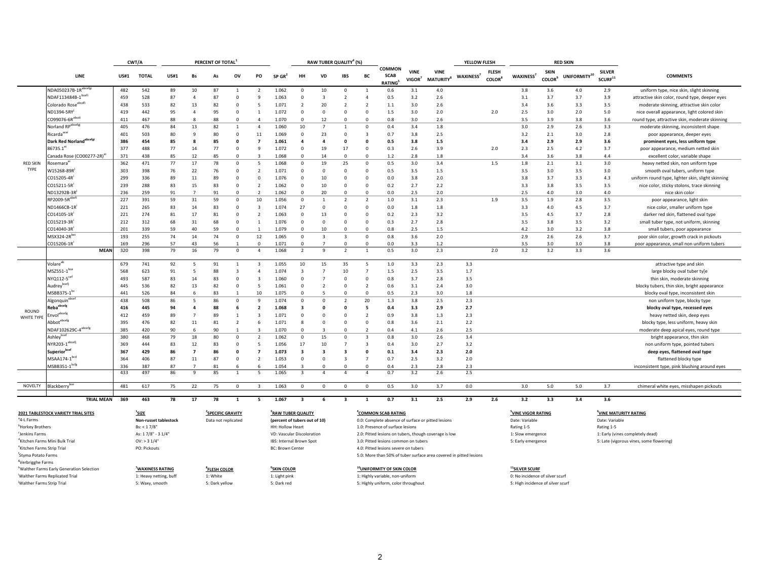| | LINE | CWT/A | | PERCENT OF TOTAL[1] | | | | | | RAW TUBER QUALITY[4] (%) | | | | | | | YELLOW FLESH | | RED SKIN | | | | |
|---|---|---|---|---|---|---|---|---|---|---|---|---|---|---|---|---|---|---|---|---|---|---|---|
| | | US#1 | TOTAL | US#1 | Bs | As | OV | PO | SP GR[2] | HH | VD | IBS | BC | COMMON SCAB RATING[5] | VINE VIGOR[7] | VINE MATURITY[8] | WAXINESS[7] | FLESH COLOR[8] | WAXINESS[7] | SKIN COLOR[9] | UNIFORMITY[10] | SILVER SCURF[11] | COMMENTS |
| RED SKIN TYPE | NDA050237B-1R[abcefgi] | 482 | 542 | 89 | 10 | 87 | 1 | 2 | 1.062 | 0 | 10 | 0 | 1 | 0.6 | 3.1 | 4.0 | | | 3.8 | 3.6 | 4.0 | 2.9 | uniform type, nice skin, slight skinning |
| | NDAF113484B-1[bcefi] | 459 | 528 | 87 | 4 | 87 | 0 | 9 | 1.063 | 0 | 3 | 2 | 4 | 0.5 | 3.2 | 2.6 | | | 3.1 | 3.7 | 3.7 | 3.9 | attractive skin color, round type, deeper eyes |
| | Colorado Rose[abcdfi] | 438 | 533 | 82 | 13 | 82 | 0 | 5 | 1.071 | 2 | 20 | 2 | 2 | 1.1 | 3.0 | 2.6 | | | 3.4 | 3.6 | 3.3 | 3.5 | moderate skinning, attractive skin color |
| | ND1394-5RY[i] | 419 | 442 | 95 | 4 | 95 | 0 | 1 | 1.072 | 0 | 0 | 0 | 0 | 1.5 | 3.0 | 2.0 | | 2.0 | 2.5 | 3.0 | 2.0 | 5.0 | nice overall appearance, light colored skin |
| | CO99076-6R[abcdi] | 411 | 467 | 88 | 8 | 88 | 0 | 4 | 1.070 | 0 | 12 | 0 | 0 | 0.8 | 3.0 | 2.6 | | | 3.5 | 3.9 | 3.8 | 3.6 | round type, attractive skin, moderate skinning |
| | Norland RP[abcefgi] | 405 | 476 | 84 | 13 | 82 | 1 | 4 | 1.060 | 10 | 7 | 1 | 0 | 0.4 | 3.4 | 1.8 | | | 3.0 | 2.9 | 2.6 | 3.3 | moderate skinning, inconsistent shape |
| | Ricarda[acei] | 401 | 503 | 80 | 9 | 80 | 0 | 11 | 1.069 | 0 | 23 | 0 | 3 | 0.7 | 3.8 | 2.5 | | | 3.2 | 2.1 | 3.0 | 2.8 | poor appearance, deeper eyes |
| | **Dark Red Norland[abcefgi]** | **386** | **454** | **85** | **8** | **85** | **0** | **7** | **1.061** | **4** | **4** | **0** | **0** | **0.5** | **3.8** | **1.5** | | | **3.4** | **2.9** | **2.9** | **3.6** | **prominent eyes, less uniform type** |
| | 86735.1[ei] | 377 | 488 | 77 | 14 | 77 | 0 | 9 | 1.072 | 0 | 19 | 17 | 0 | 0.3 | 2.6 | 3.9 | | 2.0 | 2.3 | 2.5 | 4.2 | 3.7 | poor appearance, medium netted skin |
| | Canada Rose (CO00277-2R)[ei] | 371 | 438 | 85 | 12 | 85 | 0 | 3 | 1.068 | 0 | 14 | 0 | 0 | 1.2 | 2.8 | 1.8 | | | 3.4 | 3.6 | 3.8 | 4.4 | excellent color, variable shape |
| | Rosemara[ei] | 362 | 471 | 77 | 17 | 78 | 0 | 5 | 1.068 | 0 | 19 | 25 | 0 | 0.5 | 3.0 | 3.4 | | 1.5 | 1.8 | 2.1 | 3.1 | 3.0 | heavy netted skin, non uniform type |
| | W15268-89R[i] | 303 | 398 | 76 | 22 | 76 | 0 | 2 | 1.071 | 0 | 0 | 0 | 0 | 0.5 | 3.5 | 1.5 | | | 3.5 | 3.0 | 3.5 | 3.0 | smooth oval tubers, uniform type |
| | CO15205-4R[i] | 299 | 336 | 89 | 11 | 89 | 0 | 0 | 1.076 | 0 | 10 | 0 | 0 | 0.0 | 3.8 | 2.0 | | | 3.8 | 3.7 | 3.3 | 4.3 | uniform round type, lighter skin, slight skinning |
| | CO15211-5R[i] | 239 | 288 | 83 | 15 | 83 | 0 | 2 | 1.062 | 0 | 10 | 0 | 0 | 0.2 | 2.7 | 2.2 | | | 3.3 | 3.8 | 3.5 | 3.5 | nice color, sticky stolons, trace skinning |
| | ND13292B-3R[i] | 236 | 259 | 91 | 7 | 91 | 0 | 2 | 1.062 | 0 | 20 | 0 | 0 | 0.0 | 2.5 | 2.0 | | | 2.5 | 4.0 | 3.0 | 4.0 | nice skin color |
| | RP2009-5R[abefi] | 227 | 391 | 59 | 31 | 59 | 0 | 10 | 1.056 | 0 | 1 | 2 | 2 | 1.0 | 3.1 | 2.3 | | 1.9 | 3.5 | 1.9 | 2.8 | 3.5 | poor appearance, light skin |
| | ND1466CB-1R[i] | 221 | 265 | 83 | 14 | 83 | 0 | 3 | 1.074 | 27 | 0 | 0 | 0 | 0.0 | 1.8 | 1.8 | | | 3.3 | 4.0 | 4.5 | 3.7 | nice color, smaller uniform type |
| | CO14105-1R[i] | 221 | 274 | 81 | 17 | 81 | 0 | 2 | 1.063 | 0 | 13 | 0 | 0 | 0.2 | 2.3 | 3.2 | | | 3.5 | 4.5 | 3.7 | 2.8 | darker red skin, flattened oval type |
| | CO15219-3R[i] | 212 | 312 | 68 | 31 | 68 | 0 | 1 | 1.076 | 0 | 0 | 0 | 0 | 0.3 | 2.7 | 2.8 | | | 3.5 | 3.8 | 3.5 | 3.2 | small tuber type, not uniform, skinning |
| | CO14040-3R[i] | 201 | 339 | 59 | 40 | 59 | 0 | 1 | 1.079 | 0 | 10 | 0 | 0 | 0.8 | 2.5 | 1.5 | | | 4.2 | 3.0 | 3.2 | 3.8 | small tubers, poor appearance |
| | MSX324-2R[bei] | 193 | 255 | 74 | 14 | 74 | 0 | 12 | 1.065 | 0 | 3 | 3 | 0 | 0.8 | 3.6 | 2.0 | | | 2.9 | 2.6 | 2.6 | 3.7 | poor skin color, growth crack in pickouts |
| | CO15206-1R[i] | 169 | 296 | 57 | 43 | 56 | 1 | 0 | 1.071 | 0 | 7 | 0 | 0 | 0.0 | 3.3 | 1.2 | | | 3.5 | 3.0 | 3.0 | 3.8 | poor appearance, small non uniform tubers |
| | **MEAN** | 320 | 398 | 79 | 16 | 79 | 0 | 4 | 1.068 | 2 | 9 | 2 | 1 | 0.5 | 3.0 | 2.3 | | 2.0 | 3.2 | 3.2 | 3.3 | 3.6 | |
| ROUND WHITE TYPE | Volare[ab] | 679 | 741 | 92 | 5 | 91 | 1 | 3 | 1.055 | 10 | 15 | 35 | 5 | 1.0 | 3.3 | 2.3 | 3.3 | | | | | | attractive type and skin |
| | MSZ551-1[bce] | 568 | 623 | 91 | 5 | 88 | 3 | 4 | 1.074 | 3 | 7 | 10 | 7 | 1.5 | 2.5 | 3.5 | 1.7 | | | | | | large blocky oval tuber ty[e |
| | NYQ112-5[cef] | 493 | 587 | 83 | 14 | 83 | 0 | 3 | 1.060 | 0 | 7 | 0 | 0 | 0.8 | 3.7 | 2.8 | 3.5 | | | | | | thin skin, moderate skinning |
| | Audrey[bcefj] | 445 | 536 | 82 | 13 | 82 | 0 | 5 | 1.061 | 0 | 2 | 0 | 2 | 0.6 | 3.1 | 2.4 | 3.0 | | | | | | blocky tubers, thin skin, bright appearance |
| | MSBB375-1[bc] | 441 | 526 | 84 | 6 | 83 | 1 | 10 | 1.075 | 0 | 5 | 0 | 0 | 0.5 | 2.3 | 3.0 | 1.8 | | | | | | blocky oval type, inconsistent skin |
| | Algonquin[abcef] | 438 | 508 | 86 | 5 | 86 | 0 | 9 | 1.074 | 0 | 0 | 2 | 20 | 1.3 | 3.8 | 2.5 | 2.3 | | | | | | non uniform type, blocky type |
| | **Reba[abcefg]** | **416** | **445** | **94** | **4** | **88** | **6** | **2** | **1.068** | **3** | **0** | **0** | **5** | **0.4** | **3.3** | **2.9** | **2.7** | | | | | | **blocky oval type, recessed eyes** |
| | Envol[abcefg] | 412 | 459 | 89 | 7 | 89 | 1 | 3 | 1.071 | 0 | 0 | 0 | 2 | 0.9 | 3.8 | 1.3 | 2.3 | | | | | | heavy netted skin, deep eyes |
| | Abbot[abcefg] | 395 | 476 | 82 | 11 | 81 | 2 | 6 | 1.071 | 8 | 0 | 0 | 0 | 0.8 | 3.6 | 2.1 | 2.2 | | | | | | blocky type, less uniform, heavy skin |
| | NDAF102629C-4[abcefg] | 385 | 420 | 90 | 6 | 90 | 1 | 3 | 1.070 | 0 | 3 | 0 | 2 | 0.4 | 4.1 | 2.6 | 2.5 | | | | | | moderate deep apical eyes, round type |
| | Ashley[bcef] | 380 | 468 | 79 | 18 | 80 | 0 | 2 | 1.062 | 0 | 15 | 0 | 3 | 0.8 | 3.0 | 2.6 | 3.4 | | | | | | bright appearance, thin skin |
| | NYR203-1[abcefj] | 369 | 444 | 83 | 12 | 83 | 0 | 5 | 1.056 | 17 | 10 | 7 | 3 | 0.4 | 3.0 | 2.7 | 3.2 | | | | | | non uniform type, pointed tubers |
| | **Superior[bcef]** | **367** | **429** | **86** | **7** | **86** | **0** | **7** | **1.073** | **3** | **3** | **3** | **0** | **0.1** | **3.4** | **2.3** | **2.0** | | | | | | **deep eyes, flattened oval type** |
| | MSAA174-1[bcd] | 364 | 406 | 87 | 11 | 87 | 0 | 2 | 1.053 | 0 | 0 | 3 | 7 | 0.7 | 2.5 | 3.2 | 2.0 | | | | | | flattened blocky type |
| | MSBB351-1[bcfg] | 336 | 387 | 87 | 7 | 81 | 6 | 6 | 1.054 | 3 | 0 | 0 | 0 | 0.4 | 2.3 | 2.8 | 2.3 | | | | | | inconsistent type, pink blushing around eyes |
| | | 433 | 497 | 86 | 9 | 85 | 1 | 5 | 1.065 | 3 | 4 | 4 | 4 | 0.7 | 3.2 | 2.6 | 2.5 | | | | | | |
| NOVELTY | Blackberry[bce] | 481 | 617 | 75 | 22 | 75 | 0 | 3 | 1.063 | 0 | 0 | 0 | 0 | 0.5 | 3.0 | 3.7 | 0.0 | | 3.0 | 5.0 | 5.0 | 3.7 | chimeral white eyes, misshapen pickouts |
| | **TRIAL MEAN** | **369** | **463** | **78** | **17** | **78** | **1** | **5** | **1.067** | **3** | **6** | **3** | **1** | **0.7** | **3.1** | **2.5** | **2.9** | **2.6** | **3.2** | **3.3** | **3.4** | **3.6** | |

**2021 TABLESTOCK VARIETY TRIAL SITES**
- [a] 4-L Farms
- [b] Horkey Brothers
- [c] Jenkins Farms
- [d] Kitchen Farms Mini Bulk Trial
- [e] Kitchen Farms Strip Trial
- [f] Styma Potato Farms
- [g] Verbrigghe Farms
- [h] Walther Farms Early Generation Selection
- [i] Walther Farms Replicated Trial
- [j] Walther Farms Strip Trial

**[1] SIZE**
Non-russet tablestock
- Bs: < 1 7/8"
- As: 1 7/8" - 3 1/4"
- OV: > 3 1/4"
- PO: Pickouts

**[2] SPECIFIC GRAVITY**
Data not replicated

**[3] RAW TUBER QUALITY**
(percent of tubers out of 10)
- HH: Hollow Heart
- VD: Vascular Discoloration
- IBS: Internal Brown Spot
- BC: Brown Center

**[4] COMMON SCAB RATING**
- 0.0: Complete absence of surface or pitted lesions
- 1.0: Presence of surface lesions
- 2.0: Pitted lesions on tubers, though coverage is low
- 3.0: Pitted lesions common on tubers
- 4.0: Pitted lesions severe on tubers
- 5.0: More than 50% of tuber surface area covered in pitted lesions

**[5] VINE VIGOR RATING**
Date: Variable
Rating 1-5
- 1: Slow emergence
- 5: Early emergence

**[6] VINE MATURITY RATING**
Date: Variable
Rating 1-5
- 1: Early (vines completely dead)
- 5: Late (vigorous vines, some flowering)

**[7] WAXINESS RATING**
- 1: Heavy netting, buff
- 5: Waxy, smooth

**[8] FLESH COLOR**
- 1: White
- 5: Dark yellow

**[9] SKIN COLOR**
- 1: Light pink
- 5: Dark red

**[10] UNIFORMITY OF SKIN COLOR**
- 1: Highly variable, non-uniform
- 5: Highly uniform, color throughout

**[11] SILVER SCURF**
- 0: No incidence of silver scurf
- 5: High incidence of silver scurf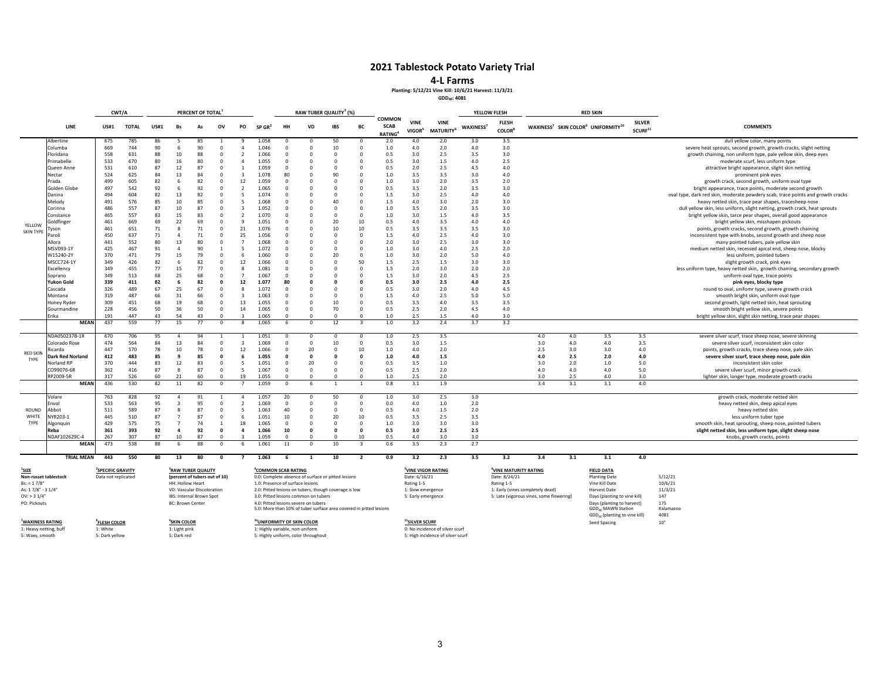# 2021 Tablestock Potato Variety Trial

## 4-L Farms

**Planting: 5/12/21 Vine Kill: 10/6/21 Harvest: 11/3/21**

**$GDD_{40}$: 4081**

| | LINE | CWT/A US#1 | CWT/A TOTAL | PERCENT OF TOTAL[1] US#1 | Bs | As | OV | PO | SP GR[2] | RAW TUBER QUALITY[3] (%) HH | VD | IBS | BC | COMMON SCAB RATING[4] | VINE VIGOR[5] | VINE MATURITY[6] | YELLOW FLESH WAXINESS[7] | FLESH COLOR[8] | RED SKIN WAXINESS[7] | SKIN COLOR[9] | UNIFORMITY[10] | SILVER SCURF[11] | COMMENTS |
|---|---|---|---|---|---|---|---|---|---|---|---|---|---|---|---|---|---|---|---|---|---|---|---|
| YELLOW SKIN TYPE | Albertine | 675 | 785 | 86 | 5 | 85 | 1 | 9 | 1.058 | 0 | 0 | 50 | 0 | 2.0 | 4.0 | 2.0 | 3.0 | 3.5 | | | | | dull yellow color, many points |
| | Columba | 669 | 744 | 90 | 6 | 90 | 0 | 4 | 1.046 | 0 | 0 | 10 | 0 | 1.0 | 4.0 | 2.0 | 4.0 | 3.0 | | | | | severe heat sprouts, second growth, growth cracks, slight netting |
| | Floridana | 558 | 631 | 88 | 10 | 88 | 0 | 2 | 1.066 | 0 | 0 | 0 | 0 | 0.5 | 3.0 | 2.5 | 3.5 | 3.0 | | | | | growth chaining, non uniform type, pale yellow skin, deep eyes |
| | Primabelle | 533 | 670 | 80 | 16 | 80 | 0 | 4 | 1.055 | 0 | 0 | 0 | 0 | 0.5 | 3.0 | 1.5 | 4.0 | 2.5 | | | | | moderate scurf, less uniform type |
| | Queen Anne | 531 | 610 | 87 | 12 | 87 | 0 | 1 | 1.059 | 0 | 0 | 0 | 0 | 0.5 | 2.0 | 2.5 | 4.5 | 4.0 | | | | | attractive bright appearance, slight skin netting |
| | Nectar | 524 | 625 | 84 | 13 | 84 | 0 | 3 | 1.078 | 80 | 0 | 90 | 0 | 1.0 | 3.5 | 3.5 | 3.0 | 4.0 | | | | | prominent pink eyes |
| | Prada. | 499 | 605 | 82 | 6 | 82 | 0 | 12 | 1.059 | 0 | 0 | 0 | 0 | 1.0 | 3.0 | 2.0 | 3.5 | 2.0 | | | | | growth crack, second growth, uniform oval type |
| | Golden Globe | 497 | 542 | 92 | 6 | 92 | 0 | 2 | 1.065 | 0 | 0 | 0 | 0 | 0.5 | 3.5 | 2.0 | 3.5 | 3.0 | | | | | bright appearance, trace points, moderate second growth |
| | Danina | 494 | 604 | 82 | 13 | 82 | 0 | 5 | 1.074 | 0 | 0 | 0 | 0 | 1.5 | 3.0 | 2.5 | 4.0 | 4.0 | | | | | oval type, dark red skin, moderate powdery scab, trace points and growth cracks |
| | Melody | 491 | 576 | 85 | 10 | 85 | 0 | 5 | 1.068 | 0 | 0 | 40 | 0 | 1.5 | 4.0 | 3.0 | 2.0 | 3.0 | | | | | heavy netted skin, trace pear shapes, tracesheep nose |
| | Corinna | 486 | 557 | 87 | 10 | 87 | 0 | 3 | 1.052 | 0 | 0 | 0 | 0 | 1.0 | 3.5 | 2.0 | 3.5 | 3.0 | | | | | dull yellow skin, less uniform, slight netting, growth crack, heat sprouts |
| | Constance | 465 | 557 | 83 | 15 | 83 | 0 | 2 | 1.070 | 0 | 0 | 0 | 0 | 1.0 | 3.0 | 1.5 | 4.0 | 3.5 | | | | | bright yellow skin, tarce pear shapes, overall good appearance |
| | Goldfinger | 461 | 669 | 69 | 22 | 69 | 0 | 9 | 1.051 | 0 | 0 | 20 | 10 | 0.5 | 4.0 | 3.5 | 4.0 | 4.0 | | | | | bright yellow skin, misshapen pickouts |
| | Tyson | 461 | 651 | 71 | 8 | 71 | 0 | 21 | 1.076 | 0 | 0 | 10 | 10 | 0.5 | 3.5 | 3.5 | 3.5 | 3.0 | | | | | points, growth cracks, second growth, growth chaining |
| | Paroli | 450 | 637 | 71 | 4 | 71 | 0 | 25 | 1.056 | 0 | 0 | 0 | 0 | 1.5 | 4.0 | 2.5 | 4.0 | 3.0 | | | | | inconsistent type with knobs, second growth and sheep nose |
| | Allora | 441 | 552 | 80 | 13 | 80 | 0 | 7 | 1.068 | 0 | 0 | 0 | 0 | 2.0 | 3.0 | 2.5 | 3.0 | 3.0 | | | | | many pointed tubers, pale yellow skin |
| | MSV093-1Y | 425 | 467 | 91 | 4 | 90 | 1 | 5 | 1.072 | 0 | 0 | 0 | 0 | 1.0 | 3.0 | 4.0 | 2.5 | 2.0 | | | | | medium netted skin, recessed apical end, sheep nose, blocky |
| | W15240-2Y | 370 | 471 | 79 | 15 | 79 | 0 | 6 | 1.060 | 0 | 0 | 20 | 0 | 1.0 | 3.0 | 2.0 | 5.0 | 4.0 | | | | | less uniform, pointed tubers |
| | MSCC724-1Y | 349 | 426 | 82 | 6 | 82 | 0 | 12 | 1.066 | 0 | 0 | 0 | 50 | 1.5 | 2.5 | 1.5 | 3.0 | 3.0 | | | | | slight growth crack, pink eyes |
| | Excellency | 349 | 455 | 77 | 15 | 77 | 0 | 8 | 1.081 | 0 | 0 | 0 | 0 | 1.5 | 2.0 | 3.0 | 2.0 | 2.0 | | | | | less uniform type, heavy netted skin, growth chaining, secondary growth |
| | Soprano | 349 | 513 | 68 | 25 | 68 | 0 | 7 | 1.067 | 0 | 0 | 0 | 0 | 1.5 | 3.0 | 2.0 | 4.5 | 2.5 | | | | | uniform oval type, trace points |
| | **Yukon Gold** | **339** | **411** | **82** | **6** | **82** | **0** | **12** | **1.077** | **80** | **0** | **0** | **0** | **0.5** | **3.0** | **2.5** | **4.0** | **2.5** | | | | | **pink eyes, blocky type** |
| | Cascada | 326 | 489 | 67 | 25 | 67 | 0 | 8 | 1.072 | 0 | 0 | 0 | 0 | 0.5 | 3.0 | 2.0 | 4.0 | 4.5 | | | | | round to oval, unifomr type, severe growth crack |
| | Montana | 319 | 487 | 66 | 31 | 66 | 0 | 3 | 1.063 | 0 | 0 | 0 | 0 | 1.5 | 4.0 | 2.5 | 5.0 | 5.0 | | | | | smooth bright skin, uniform oval type |
| | Honey Ryder | 309 | 451 | 68 | 19 | 68 | 0 | 13 | 1.055 | 0 | 0 | 10 | 0 | 0.5 | 3.5 | 4.0 | 3.5 | 3.5 | | | | | second growth, light netted skin, heat sprouting |
| | Gourmandine | 228 | 456 | 50 | 36 | 50 | 0 | 14 | 1.065 | 0 | 0 | 70 | 0 | 0.5 | 2.5 | 2.0 | 4.5 | 4.0 | | | | | smooth bright yellow skin, severe points |
| | Erika | 191 | 447 | 43 | 54 | 43 | 0 | 3 | 1.065 | 0 | 0 | 0 | 0 | 1.0 | 2.5 | 1.5 | 4.0 | 3.0 | | | | | bright yellow skin, slight skin netting, trace pear shapes |
| | **MEAN** | 437 | 559 | 77 | 15 | 77 | 0 | 8 | 1.065 | 6 | 0 | 12 | 3 | 1.0 | 3.2 | 2.4 | 3.7 | 3.2 | | | | | |
| RED SKIN TYPE | NDA050237B-1R | 670 | 706 | 95 | 4 | 94 | 1 | 1 | 1.051 | 0 | 0 | 0 | 0 | 1.0 | 2.5 | 3.5 | | | 4.0 | 4.0 | 3.5 | 3.5 | severe silver scurf, trace sheep nose, severe skinning |
| | Colorado Rose | 474 | 564 | 84 | 13 | 84 | 0 | 3 | 1.069 | 0 | 0 | 10 | 0 | 0.5 | 3.0 | 1.5 | | | 3.0 | 4.0 | 4.0 | 3.5 | severe silver scurf, inconsistent skin color |
| | Ricarda | 447 | 570 | 78 | 10 | 78 | 0 | 12 | 1.066 | 0 | 20 | 0 | 10 | 1.0 | 4.0 | 2.0 | | | 2.5 | 3.0 | 3.0 | 4.0 | points, growth cracks, trace sheep nose, pale skin |
| | **Dark Red Norland** | **412** | **483** | **85** | **9** | **85** | **0** | **6** | **1.055** | **0** | **0** | **0** | **0** | **1.0** | **4.0** | **1.5** | | | **4.0** | **2.5** | **2.0** | **4.0** | **severe silver scurf, trace sheep nose, pale skin** |
| | Norland RP | 370 | 444 | 83 | 12 | 83 | 0 | 5 | 1.051 | 0 | 20 | 0 | 0 | 0.5 | 3.5 | 1.0 | | | 3.0 | 2.0 | 1.0 | 5.0 | inconsistent skin color |
| | CO99076-6R | 362 | 416 | 87 | 8 | 87 | 0 | 5 | 1.067 | 0 | 0 | 0 | 0 | 0.5 | 2.5 | 2.0 | | | 4.0 | 4.0 | 4.0 | 5.0 | severe silver scurf, minor growth crack |
| | RP2009-5R | 317 | 526 | 60 | 21 | 60 | 0 | 19 | 1.055 | 0 | 0 | 0 | 0 | 1.0 | 2.5 | 2.0 | | | 3.0 | 2.5 | 4.0 | 3.0 | lighter skin, longer type, moderate growth cracks |
| | **MEAN** | 436 | 530 | 82 | 11 | 82 | 0 | 7 | 1.059 | 0 | 6 | 1 | 1 | 0.8 | 3.1 | 1.9 | | | 3.4 | 3.1 | 3.1 | 4.0 | |
| ROUND WHITE TYPE | Volare | 763 | 828 | 92 | 4 | 91 | 1 | 4 | 1.057 | 20 | 0 | 50 | 0 | 1.0 | 3.0 | 2.5 | 3.0 | | | | | | growth crack, moderate netted skin |
| | Envol | 533 | 563 | 95 | 3 | 95 | 0 | 2 | 1.069 | 0 | 0 | 0 | 0 | 0.0 | 4.0 | 1.0 | 2.0 | | | | | | heavy netted skin, deep apical eyes |
| | Abbot | 511 | 589 | 87 | 8 | 87 | 0 | 5 | 1.063 | 40 | 0 | 0 | 0 | 0.5 | 4.0 | 1.5 | 2.0 | | | | | | heavy netted skin |
| | NYR203-1 | 445 | 510 | 87 | 7 | 87 | 0 | 6 | 1.051 | 10 | 0 | 20 | 10 | 0.5 | 3.5 | 2.5 | 3.5 | | | | | | less uniform tuber type |
| | Algonquin | 429 | 575 | 75 | 7 | 74 | 1 | 18 | 1.065 | 0 | 0 | 0 | 0 | 1.0 | 3.0 | 3.0 | 3.0 | | | | | | smooth skin, heat sprouting, sheep nose, pointed tubers |
| | **Reba** | **361** | **393** | **92** | **4** | **92** | **0** | **4** | **1.066** | **10** | **0** | **0** | **0** | **0.5** | **3.0** | **2.5** | **2.5** | | | | | | **slight netted skin, less uniform type, slight sheep nose** |
| | NDAF102629C-4 | 267 | 307 | 87 | 10 | 87 | 0 | 3 | 1.059 | 0 | 0 | 0 | 10 | 0.5 | 4.0 | 3.0 | 3.0 | | | | | | knobs, growth cracks, points |
| | **MEAN** | 473 | 538 | 88 | 6 | 88 | 0 | 6 | 1.061 | 11 | 0 | 10 | 3 | 0.6 | 3.5 | 2.3 | 2.7 | | | | | | |
| | **TRIAL MEAN** | **443** | **550** | **80** | **13** | **80** | **0** | **7** | **1.063** | **6** | **1** | **10** | **2** | **0.9** | **3.2** | **2.3** | **3.5** | **3.2** | **3.4** | **3.1** | **3.1** | **4.0** | |

**[1]SIZE**
Non-russet tablestock
Bs: < 1 7/8"
As: 1 7/8" - 3 1/4"
OV: > 3 1/4"
PO: Pickouts

**[2]SPECIFIC GRAVITY**
Data not replicated

**[3]RAW TUBER QUALITY**
(percent of tubers out of 10)
HH: Hollow Heart
VD: Vascular Discoloration
IBS: Internal Brown Spot
BC: Brown Center

**[4]COMMON SCAB RATING**
0.0: Complete absence of surface or pitted lesions
1.0: Presence of surface lesions
2.0: Pitted lesions on tubers, though coverage is low
3.0: Pitted lesions common on tubers
4.0: Pitted lesions severe on tubers
5.0: More than 50% of tuber surface area covered in pitted lesions

**[5]VINE VIGOR RATING**
Date: 6/16/21
Rating 1-5
1: Slow emergence
5: Early emergence

**[6]VINE MATURITY RATING**
Date: 8/24/21
Rating 1-5
1: Early (vines completely dead)
5: Late (vigorous vines, some flowering)

**FIELD DATA**

| | |
|---|---|
| Planting Date | 5/12/21 |
| Vine Kill Date | 10/6/21 |
| Harvest Date | 11/3/21 |
| Days (planting to vine kill) | 147 |
| Days (planting to harvest) | 175 |
| $GDD_{40}$ MAWN Station | Kalamazoo |
| $GDD_{40}$ (planting to vine kill) | 4081 |
| Seed Spacing | 10" |

**[7]WAXINESS RATING**
1: Heavy netting, buff
5: Waxy, smooth

**[8]FLESH COLOR**
1: White
5: Dark yellow

**[9]SKIN COLOR**
1: Light pink
5: Dark red

**[10]UNIFORMITY OF SKIN COLOR**
1: Highly variable, non-uniform
5: Highly uniform, color throughout

**[11]SILVER SCURF**
0: No incidence of silver scurf
5: High incidence of silver scurf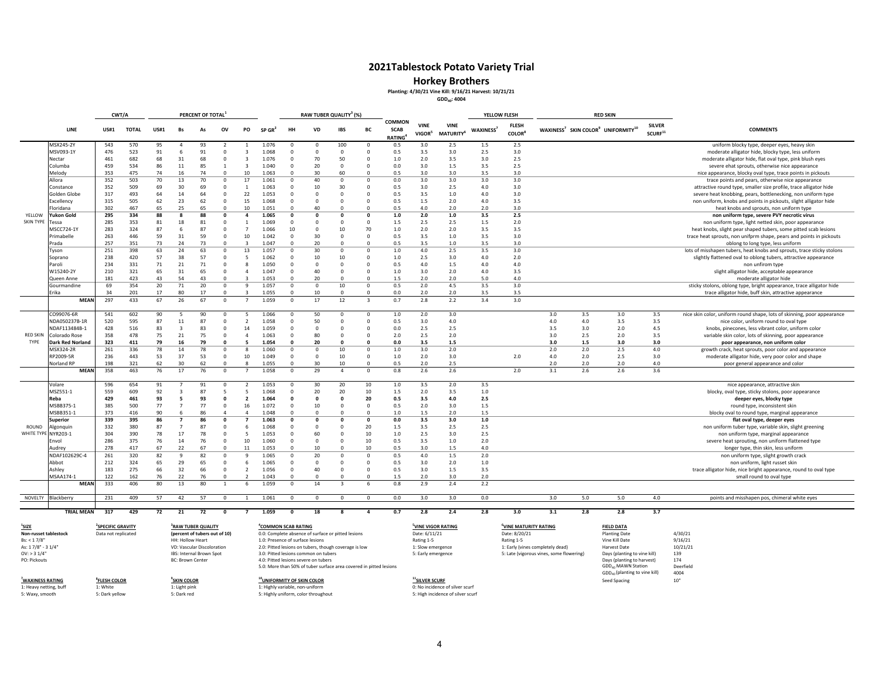# 2021Tablestock Potato Variety Trial

## Horkey Brothers

**Planting: 4/30/21 Vine Kill: 9/16/21 Harvest: 10/21/21**

**$GDD_{40}$: 4004**

| | | CWT/A | | PERCENT OF TOTAL[1] | | | | | | RAW TUBER QUALITY[3] (%) | | | | | | | YELLOW FLESH | | RED SKIN | | | | |
|---|---|---|---|---|---|---|---|---|---|---|---|---|---|---|---|---|---|---|---|---|---|---|---|
| | LINE | US#1 | TOTAL | US#1 | Bs | As | OV | PO | SP GR[2] | HH | VD | IBS | BC | COMMON SCAB RATING[4] | VINE VIGOR[5] | VINE MATURITY[6] | WAXINESS[7] | FLESH COLOR[8] | WAXINESS[7] | SKIN COLOR[9] | UNIFORMITY[10] | SILVER SCURF[11] | COMMENTS |
| YELLOW SKIN TYPE | MSX245-2Y | 543 | 570 | 95 | 4 | 93 | 2 | 1 | 1.076 | 0 | 0 | 100 | 0 | 0.5 | 3.0 | 2.5 | 1.5 | 2.5 | | | | | uniform blocky type, deeper eyes, heavy skin |
| | MSV093-1Y | 476 | 523 | 91 | 6 | 91 | 0 | 3 | 1.068 | 0 | 0 | 0 | 0 | 0.5 | 3.5 | 3.0 | 2.5 | 3.0 | | | | | moderate alligator hide, blocky type, less uniform |
| | Nectar | 461 | 682 | 68 | 31 | 68 | 0 | 3 | 1.076 | 0 | 70 | 50 | 0 | 1.0 | 2.0 | 3.5 | 3.0 | 2.5 | | | | | moderate alligator hide, flat oval type, pink blush eyes |
| | Columba | 459 | 534 | 86 | 11 | 85 | 1 | 3 | 1.040 | 0 | 20 | 0 | 0 | 0.0 | 3.0 | 1.5 | 3.5 | 2.5 | | | | | severe ehat sprouts, otherwise nice appearance |
| | Melody | 353 | 475 | 74 | 16 | 74 | 0 | 10 | 1.063 | 0 | 30 | 60 | 0 | 0.5 | 3.0 | 3.0 | 3.5 | 3.0 | | | | | nice appearance, blocky oval type, trace points in pickouts |
| | Allora | 352 | 503 | 70 | 13 | 70 | 0 | 17 | 1.061 | 0 | 40 | 0 | 0 | 0.0 | 3.0 | 3.0 | 3.0 | 3.0 | | | | | trace points and pears, otherwise nice appearance |
| | Constance | 352 | 509 | 69 | 30 | 69 | 0 | 1 | 1.063 | 0 | 10 | 30 | 0 | 0.5 | 3.0 | 2.5 | 4.0 | 3.0 | | | | | attractive round type, smaller size profile, trace alligator hide |
| | Golden Globe | 317 | 493 | 64 | 14 | 64 | 0 | 22 | 1.053 | 0 | 0 | 0 | 0 | 0.5 | 3.5 | 1.0 | 4.0 | 3.0 | | | | | severe heat knobbing, pears, bottlenecking, non uniform type |
| | Excellency | 315 | 505 | 62 | 23 | 62 | 0 | 15 | 1.068 | 0 | 0 | 0 | 0 | 0.5 | 1.5 | 2.0 | 4.0 | 3.5 | | | | | non uniform, knobs and points in pickouts, slight alligator hide |
| | Floridana | 302 | 467 | 65 | 25 | 65 | 0 | 10 | 1.051 | 0 | 40 | 0 | 0 | 0.5 | 4.0 | 2.0 | 2.0 | 3.0 | | | | | heat knobs and sprouts, non uniform type |
| | **Yukon Gold** | **295** | **334** | **88** | **8** | **88** | **0** | **4** | **1.065** | **0** | **0** | **0** | **0** | **1.0** | **2.0** | **1.0** | **3.5** | **2.5** | | | | | **non uniform type, severe PVY necrotic virus** |
| | Tessa | 285 | 353 | 81 | 18 | 81 | 0 | 1 | 1.069 | 0 | 0 | 0 | 0 | 1.5 | 2.5 | 2.5 | 1.5 | 2.0 | | | | | non uniform type, light netted skin, poor appearance |
| | MSCC724-1Y | 283 | 324 | 87 | 6 | 87 | 0 | 7 | 1.066 | 10 | 0 | 10 | 70 | 1.0 | 2.0 | 2.0 | 3.5 | 3.5 | | | | | heat knobs, slight pear shaped tubers, some pitted scab lesions |
| | Primabelle | 263 | 446 | 59 | 31 | 59 | 0 | 10 | 1.042 | 0 | 30 | 0 | 0 | 0.5 | 3.5 | 1.0 | 3.5 | 3.0 | | | | | trace heat sprouts, non unifprm shape, pears and points in pickouts |
| | Prada | 257 | 351 | 73 | 24 | 73 | 0 | 3 | 1.047 | 0 | 20 | 0 | 0 | 0.5 | 3.5 | 1.0 | 3.5 | 3.0 | | | | | oblong to long type, less uniform |
| | Tyson | 251 | 398 | 63 | 24 | 63 | 0 | 13 | 1.057 | 0 | 30 | 0 | 0 | 1.0 | 4.0 | 2.5 | 3.5 | 3.0 | | | | | lots of misshapen tubers, heat knobs and sprouts, trace sticky stolons |
| | Soprano | 238 | 420 | 57 | 38 | 57 | 0 | 5 | 1.062 | 0 | 10 | 10 | 0 | 1.0 | 2.5 | 3.0 | 4.0 | 2.0 | | | | | slightly flattened oval to oblong tubers, attractive appearance |
| | Paroli | 234 | 331 | 71 | 21 | 71 | 0 | 8 | 1.050 | 0 | 0 | 0 | 0 | 0.5 | 4.0 | 1.5 | 4.0 | 4.0 | | | | | non unfirom type |
| | W15240-2Y | 210 | 321 | 65 | 31 | 65 | 0 | 4 | 1.047 | 0 | 40 | 0 | 0 | 1.0 | 3.0 | 2.0 | 4.0 | 3.5 | | | | | slight alligator hide, acceptable appearance |
| | Queen Anne | 181 | 423 | 43 | 54 | 43 | 0 | 3 | 1.053 | 0 | 20 | 0 | 0 | 1.5 | 2.0 | 2.0 | 5.0 | 4.0 | | | | | moderate alligator hide |
| | Gourmandine | 69 | 354 | 20 | 71 | 20 | 0 | 9 | 1.057 | 0 | 0 | 10 | 0 | 0.5 | 2.0 | 4.5 | 3.5 | 3.0 | | | | | sticky stolons, oblong type, bright appearance, trace alligator hide |
| | Erika | 34 | 201 | 17 | 80 | 17 | 0 | 3 | 1.055 | 0 | 10 | 0 | 0 | 0.0 | 2.0 | 2.0 | 3.5 | 3.5 | | | | | trace alligator hide, buff skin, attractive appearance |
| | **MEAN** | 297 | 433 | 67 | 26 | 67 | 0 | 7 | 1.059 | 0 | 17 | 12 | 3 | 0.7 | 2.8 | 2.2 | 3.4 | 3.0 | | | | | |
| RED SKIN TYPE | CO99076-6R | 541 | 602 | 90 | 5 | 90 | 0 | 5 | 1.066 | 0 | 50 | 0 | 0 | 1.0 | 2.0 | 3.0 | | | 3.0 | 3.5 | 3.0 | 3.5 | nice skin color, uniform round shape, lots of skinning, poor appearance |
| | NDA050237B-1R | 520 | 595 | 87 | 11 | 87 | 0 | 2 | 1.058 | 0 | 50 | 0 | 0 | 0.5 | 3.0 | 4.0 | | | 4.0 | 4.0 | 3.5 | 3.5 | nice color, uniform round to oval type |
| | NDAF113484B-1 | 428 | 516 | 83 | 3 | 83 | 0 | 14 | 1.059 | 0 | 0 | 0 | 0 | 0.0 | 2.5 | 2.5 | | | 3.5 | 3.0 | 2.0 | 4.5 | knobs, pinecones, less vibrant color, uniform color |
| | Colorado Rose | 358 | 478 | 75 | 21 | 75 | 0 | 4 | 1.063 | 0 | 80 | 0 | 0 | 2.0 | 2.5 | 2.0 | | | 3.0 | 2.5 | 2.0 | 3.5 | variable skin color, lots of skinning, poor appearance |
| | **Dark Red Norland** | **323** | **411** | **79** | **16** | **79** | **0** | **5** | **1.054** | **0** | **20** | **0** | **0** | **0.0** | **3.5** | **1.5** | | | **3.0** | **1.5** | **3.0** | **3.0** | **poor appearance, non uniform color** |
| | MSX324-2R | 261 | 336 | 78 | 14 | 78 | 0 | 8 | 1.060 | 0 | 0 | 10 | 0 | 1.0 | 3.0 | 2.0 | | | 2.0 | 2.0 | 2.5 | 4.0 | growth crack, heat sprouts, poor color and appearance |
| | RP2009-5R | 236 | 443 | 53 | 37 | 53 | 0 | 10 | 1.049 | 0 | 0 | 10 | 0 | 1.0 | 2.0 | 3.0 | | 2.0 | 4.0 | 2.0 | 2.5 | 3.0 | moderate alligator hide, very poor color and shape |
| | Norland RP | 198 | 321 | 62 | 30 | 62 | 0 | 8 | 1.055 | 0 | 30 | 10 | 0 | 0.5 | 2.0 | 2.5 | | | 2.0 | 2.0 | 2.0 | 4.0 | poor general appearance and color |
| | **MEAN** | 358 | 463 | 76 | 17 | 76 | 0 | 7 | 1.058 | 0 | 29 | 4 | 0 | 0.8 | 2.6 | 2.6 | | 2.0 | 3.1 | 2.6 | 2.6 | 3.6 | |
| ROUND WHITE TYPE | Volare | 596 | 654 | 91 | 7 | 91 | 0 | 2 | 1.053 | 0 | 30 | 20 | 10 | 1.0 | 3.5 | 2.0 | 3.5 | | | | | | nice appearance, attractive skin |
| | MSZ551-1 | 559 | 609 | 92 | 3 | 87 | 5 | 5 | 1.068 | 0 | 20 | 20 | 10 | 1.5 | 2.0 | 3.5 | 1.0 | | | | | | blocky, oval type, sticky stolons, poor appearance |
| | **Reba** | **429** | **461** | **93** | **5** | **93** | **0** | **2** | **1.064** | **0** | **0** | **0** | **20** | **0.5** | **3.5** | **4.0** | **2.5** | | | | | | **deeper eyes, blocky type** |
| | MSBB375-1 | 385 | 500 | 77 | 7 | 77 | 0 | 16 | 1.072 | 0 | 10 | 0 | 0 | 0.5 | 2.0 | 3.0 | 1.5 | | | | | | round type, inconsistent skin |
| | MSBB351-1 | 373 | 416 | 90 | 6 | 86 | 4 | 4 | 1.048 | 0 | 0 | 0 | 0 | 1.0 | 1.5 | 2.0 | 1.5 | | | | | | blocky oval to round type, marginal appearance |
| | **Superior** | **339** | **395** | **86** | **7** | **86** | **0** | **7** | **1.063** | **0** | **0** | **0** | **0** | **0.0** | **3.5** | **3.0** | **1.0** | | | | | | **flat oval type, deeper eyes** |
| | Algonquin | 332 | 380 | 87 | 7 | 87 | 0 | 6 | 1.068 | 0 | 0 | 0 | 20 | 1.5 | 3.5 | 2.5 | 2.5 | | | | | | non uniform tuber type, variable skin, slight greening |
| | NYR203-1 | 304 | 390 | 78 | 17 | 78 | 0 | 5 | 1.053 | 0 | 60 | 0 | 10 | 1.0 | 2.5 | 3.0 | 2.5 | | | | | | non uniform type, marginal appearance |
| | Envol | 286 | 375 | 76 | 14 | 76 | 0 | 10 | 1.060 | 0 | 0 | 0 | 10 | 0.5 | 3.5 | 1.0 | 2.0 | | | | | | severe heat sprouting, non uniform flattened type |
| | Audrey | 278 | 417 | 67 | 22 | 67 | 0 | 11 | 1.053 | 0 | 10 | 0 | 10 | 0.5 | 3.0 | 1.5 | 4.0 | | | | | | longer type, thin skin, less uniform |
| | NDAF102629C-4 | 261 | 320 | 82 | 9 | 82 | 0 | 9 | 1.065 | 0 | 20 | 0 | 0 | 0.5 | 4.0 | 1.5 | 2.0 | | | | | | non uniform type, slight growth crack |
| | Abbot | 212 | 324 | 65 | 29 | 65 | 0 | 6 | 1.065 | 0 | 0 | 0 | 0 | 0.5 | 3.0 | 2.0 | 1.0 | | | | | | non uniform, light russet skin |
| | Ashley | 183 | 275 | 66 | 32 | 66 | 0 | 2 | 1.056 | 0 | 40 | 0 | 0 | 0.5 | 3.0 | 1.5 | 3.5 | | | | | | trace alligator hide, nice bright appearance, round to oval type |
| | MSAA174-1 | 122 | 162 | 76 | 22 | 76 | 0 | 2 | 1.043 | 0 | 0 | 0 | 0 | 1.5 | 2.0 | 3.0 | 2.0 | | | | | | small round to oval type |
| | **MEAN** | 333 | 406 | 80 | 13 | 80 | 1 | 6 | 1.059 | 0 | 14 | 3 | 6 | 0.8 | 2.9 | 2.4 | 2.2 | | | | | | |
| NOVELTY | Blackberry | 231 | 409 | 57 | 42 | 57 | 0 | 1 | 1.061 | 0 | 0 | 0 | 0 | 0.0 | 3.0 | 3.0 | 0.0 | | 3.0 | 5.0 | 5.0 | 4.0 | points and misshapen pos, chimeral white eyes |
| | **TRIAL MEAN** | **317** | **429** | **72** | **21** | **72** | **0** | **7** | **1.059** | **0** | **18** | **8** | **4** | **0.7** | **2.8** | **2.4** | **2.8** | **3.0** | **3.1** | **2.8** | **2.8** | **3.7** | |

**[1]SIZE**
Non-russet tablestock
Bs: < 1 7/8"
As: 1 7/8" - 3 1/4"
OV: > 3 1/4"
PO: Pickouts

**[2]SPECIFIC GRAVITY**
Data not replicated

**[3]RAW TUBER QUALITY**
(percent of tubers out of 10)
HH: Hollow Heart
VD: Vascular Discoloration
IBS: Internal Brown Spot
BC: Brown Center

**[4]COMMON SCAB RATING**
0.0: Complete absence of surface or pitted lesions
1.0: Presence of surface lesions
2.0: Pitted lesions on tubers, though coverage is low
3.0: Pitted lesions common on tubers
4.0: Pitted lesions severe on tubers
5.0: More than 50% of tuber surface area covered in pitted lesions

**[5]VINE VIGOR RATING**
Date: 6/11/21
Rating 1-5
1: Slow emergence
5: Early emergence

**[6]VINE MATURITY RATING**
Date: 8/20/21
Rating 1-5
1: Early (vines completely dead)
5: Late (vigorous vines, some flowering)

**FIELD DATA**

| | |
|---|---|
| Planting Date | 4/30/21 |
| Vine Kill Date | 9/16/21 |
| Harvest Date | 10/21/21 |
| Days (planting to vine kill) | 139 |
| Days (planting to harvest) | 174 |
| $GDD_{40}$ MAWN Station | Deerfield |
| $GDD_{40}$ (planting to vine kill) | 4004 |
| Seed Spacing | 10" |

**[7]WAXINESS RATING**
1: Heavy netting, buff
5: Waxy, smooth

**[8]FLESH COLOR**
1: White
5: Dark yellow

**[9]SKIN COLOR**
1: Light pink
5: Dark red

**[10]UNIFORMITY OF SKIN COLOR**
1: Highly variable, non-uniform
5: Highly uniform, color throughout

**[11]SILVER SCURF**
0: No incidence of silver scurf
5: High incidence of silver scurf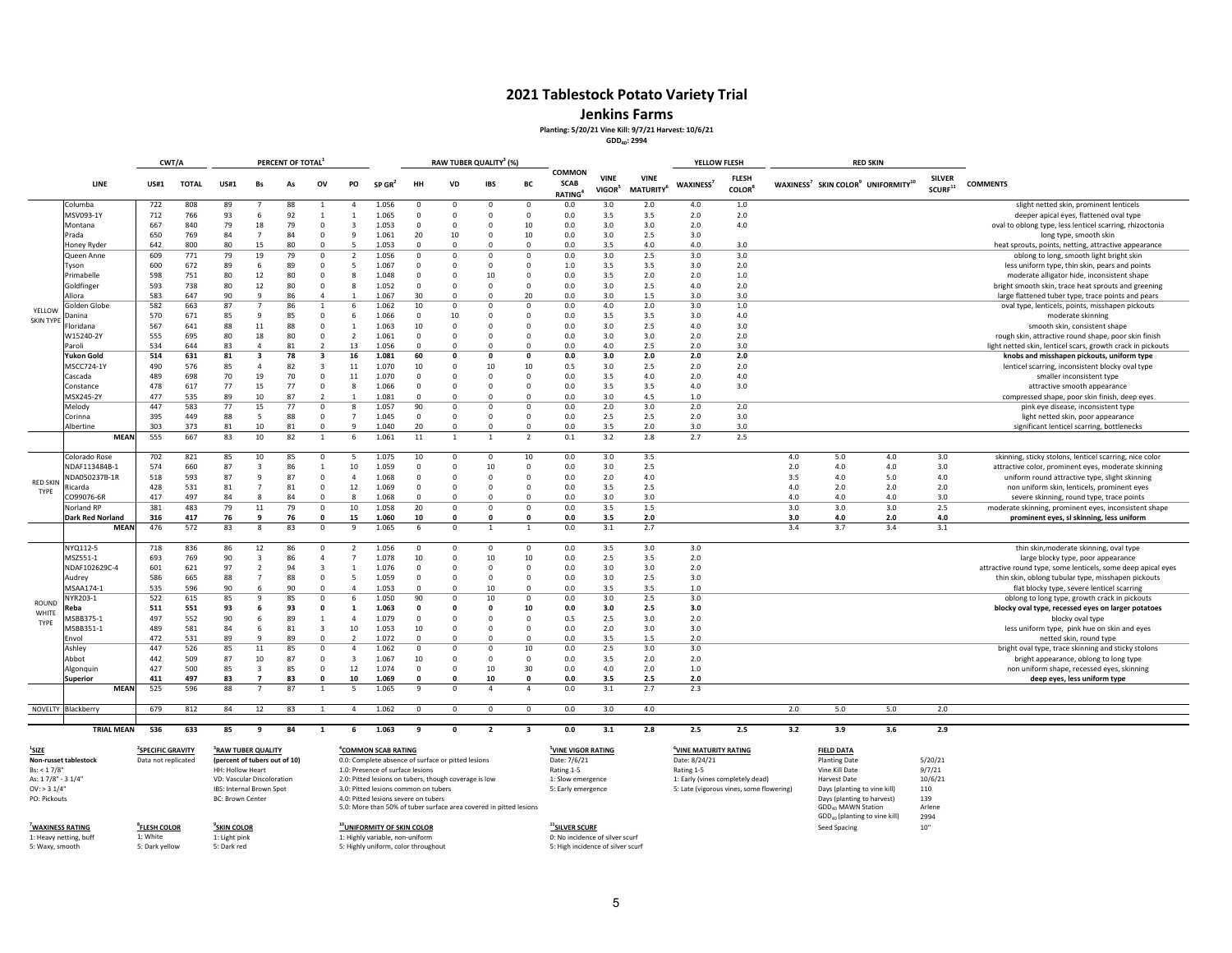# 2021 Tablestock Potato Variety Trial

## Jenkins Farms

Planting: 5/20/21 Vine Kill: 9/7/21 Harvest: 10/6/21

$GDD_{40}$: 2994

| | LINE | CWT/A US#1 | CWT/A TOTAL | PERCENT OF TOTAL[1] US#1 | Bs | As | OV | PO | SP GR[2] | RAW TUBER QUALITY[3] (%) HH | VD | IBS | BC | COMMON SCAB RATING[4] | VINE VIGOR[5] | VINE MATURITY[6] | YELLOW FLESH WAXINESS[7] | FLESH COLOR[8] | RED SKIN WAXINESS[7] | SKIN COLOR[9] | UNIFORMITY[10] | SILVER SCURF[11] | COMMENTS |
|---|---|---|---|---|---|---|---|---|---|---|---|---|---|---|---|---|---|---|---|---|---|---|---|
| YELLOW SKIN TYPE | Columba | 722 | 808 | 89 | 7 | 88 | 1 | 4 | 1.056 | 0 | 0 | 0 | 0 | 0.0 | 3.0 | 2.0 | 4.0 | 1.0 | | | | | slight netted skin, prominent lenticels |
| | MSV093-1Y | 712 | 766 | 93 | 6 | 92 | 1 | 1 | 1.065 | 0 | 0 | 0 | 0 | 0.0 | 3.5 | 3.5 | 2.0 | 2.0 | | | | | deeper apical eyes, flattened oval type |
| | Montana | 667 | 840 | 79 | 18 | 79 | 0 | 3 | 1.053 | 0 | 0 | 0 | 10 | 0.0 | 3.0 | 3.0 | 2.0 | 4.0 | | | | | oval to oblong type, less lenticel scarring, rhizoctonia |
| | Prada | 650 | 769 | 84 | 7 | 84 | 0 | 9 | 1.061 | 20 | 10 | 0 | 10 | 0.0 | 3.0 | 2.5 | 3.0 | | | | | | long type, smooth skin |
| | Honey Ryder | 642 | 800 | 80 | 15 | 80 | 0 | 5 | 1.053 | 0 | 0 | 0 | 0 | 0.0 | 3.5 | 4.0 | 4.0 | 3.0 | | | | | heat sprouts, points, netting, attractive appearance |
| | Queen Anne | 609 | 771 | 79 | 19 | 79 | 0 | 2 | 1.056 | 0 | 0 | 0 | 0 | 0.0 | 3.0 | 2.5 | 3.0 | 3.0 | | | | | oblong to long, smooth light bright skin |
| | Tyson | 600 | 672 | 89 | 6 | 89 | 0 | 5 | 1.067 | 0 | 0 | 0 | 0 | 1.0 | 3.5 | 3.5 | 3.0 | 2.0 | | | | | less uniform type, thin skin, pears and points |
| | Primabelle | 598 | 751 | 80 | 12 | 80 | 0 | 8 | 1.048 | 0 | 0 | 10 | 0 | 0.0 | 3.5 | 2.0 | 2.0 | 1.0 | | | | | moderate alligator hide, inconsistent shape |
| | Goldfinger | 593 | 738 | 80 | 12 | 80 | 0 | 8 | 1.052 | 0 | 0 | 0 | 0 | 0.0 | 3.0 | 2.5 | 4.0 | 2.0 | | | | | bright smooth skin, trace heat sprouts and greening |
| | Allora | 583 | 647 | 90 | 9 | 86 | 4 | 1 | 1.067 | 30 | 0 | 0 | 20 | 0.0 | 3.0 | 1.5 | 3.0 | 3.0 | | | | | large flattened tuber type, trace points and pears |
| | Golden Globe | 582 | 663 | 87 | 7 | 86 | 1 | 6 | 1.062 | 10 | 0 | 0 | 0 | 0.0 | 4.0 | 2.0 | 3.0 | 1.0 | | | | | oval type, lenticels, points, misshapen pickouts |
| | Danina | 570 | 671 | 85 | 9 | 85 | 0 | 6 | 1.066 | 0 | 10 | 0 | 0 | 0.0 | 3.5 | 3.5 | 3.0 | 4.0 | | | | | moderate skinning |
| | Floridana | 567 | 641 | 88 | 11 | 88 | 0 | 1 | 1.063 | 10 | 0 | 0 | 0 | 0.0 | 3.0 | 2.5 | 4.0 | 3.0 | | | | | smooth skin, consistent shape |
| | W15240-2Y | 555 | 695 | 80 | 18 | 80 | 0 | 2 | 1.061 | 0 | 0 | 0 | 0 | 0.0 | 3.0 | 3.0 | 2.0 | 2.0 | | | | | rough skin, attractive round shape, poor skin finish |
| | Paroli | 534 | 644 | 83 | 4 | 81 | 2 | 13 | 1.056 | 0 | 0 | 0 | 0 | 0.0 | 4.0 | 2.5 | 2.0 | 3.0 | | | | | light netted skin, lenticel scars, growth crack in pickouts |
| | **Yukon Gold** | **514** | **631** | **81** | **3** | **78** | **3** | **16** | **1.081** | **60** | **0** | **0** | **0** | **0.0** | **3.0** | **2.0** | **2.0** | **2.0** | | | | | **knobs and misshapen pickouts, uniform type** |
| | MSCC724-1Y | 490 | 576 | 85 | 4 | 82 | 3 | 11 | 1.070 | 10 | 0 | 10 | 10 | 0.5 | 3.0 | 2.5 | 2.0 | 2.0 | | | | | lenticel scarring, inconsistent blocky oval type |
| | Cascada | 489 | 698 | 70 | 19 | 70 | 0 | 11 | 1.070 | 0 | 0 | 0 | 0 | 0.0 | 3.5 | 4.0 | 2.0 | 4.0 | | | | | smaller inconsistent type |
| | Constance | 478 | 617 | 77 | 15 | 77 | 0 | 8 | 1.066 | 0 | 0 | 0 | 0 | 0.0 | 3.5 | 3.5 | 4.0 | 3.0 | | | | | attractive smooth appearance |
| | MSX245-2Y | 477 | 535 | 89 | 10 | 87 | 2 | 1 | 1.081 | 0 | 0 | 0 | 0 | 0.0 | 3.0 | 4.5 | 1.0 | | | | | | compressed shape, poor skin finish, deep eyes |
| | Melody | 447 | 583 | 77 | 15 | 77 | 0 | 8 | 1.057 | 90 | 0 | 0 | 0 | 0.0 | 2.0 | 3.0 | 2.0 | 2.0 | | | | | pink eye disease, inconsistent type |
| | Corinna | 395 | 449 | 88 | 5 | 88 | 0 | 7 | 1.045 | 0 | 0 | 0 | 0 | 0.0 | 2.5 | 2.5 | 2.0 | 3.0 | | | | | light netted skin, poor appearance |
| | Albertine | 303 | 373 | 81 | 10 | 81 | 0 | 9 | 1.040 | 20 | 0 | 0 | 0 | 0.0 | 3.5 | 2.0 | 3.0 | 3.0 | | | | | significant lenticel scarring, bottlenecks |
| | **MEAN** | 555 | 667 | 83 | 10 | 82 | 1 | 6 | 1.061 | 11 | 1 | 1 | 2 | 0.1 | 3.2 | 2.8 | 2.7 | 2.5 | | | | | |
| RED SKIN TYPE | Colorado Rose | 702 | 821 | 85 | 10 | 85 | 0 | 5 | 1.075 | 10 | 0 | 0 | 10 | 0.0 | 3.0 | 3.5 | | | 4.0 | 5.0 | 4.0 | 3.0 | skinning, sticky stolons, lenticel scarring, nice color |
| | NDAF113484B-1 | 574 | 660 | 87 | 3 | 86 | 1 | 10 | 1.059 | 0 | 0 | 10 | 0 | 0.0 | 3.0 | 2.5 | | | 2.0 | 4.0 | 4.0 | 3.0 | attractive color, prominent eyes, moderate skinning |
| | NDA050237B-1R | 518 | 593 | 87 | 9 | 87 | 0 | 4 | 1.068 | 0 | 0 | 0 | 0 | 0.0 | 2.0 | 4.0 | | | 3.5 | 4.0 | 5.0 | 4.0 | uniform round attractive type, slight skinning |
| | Ricarda | 428 | 531 | 81 | 7 | 81 | 0 | 12 | 1.069 | 0 | 0 | 0 | 0 | 0.0 | 3.5 | 2.5 | | | 4.0 | 2.0 | 2.0 | 2.0 | non uniform skin, lenticels, prominent eyes |
| | CO99076-6R | 417 | 497 | 84 | 8 | 84 | 0 | 8 | 1.068 | 0 | 0 | 0 | 0 | 0.0 | 3.0 | 3.0 | | | 4.0 | 4.0 | 4.0 | 3.0 | severe skinning, round type, trace points |
| | Norland RP | 381 | 483 | 79 | 11 | 79 | 0 | 10 | 1.058 | 20 | 0 | 0 | 0 | 0.0 | 3.5 | 1.5 | | | 3.0 | 3.0 | 3.0 | 2.5 | moderate skinning, prominent eyes, inconsistent shape |
| | **Dark Red Norland** | **316** | **417** | **76** | **9** | **76** | **0** | **15** | **1.060** | **10** | **0** | **0** | **0** | **0.0** | **3.5** | **2.0** | | | **3.0** | **4.0** | **2.0** | **4.0** | **prominent eyes, sl skinning, less uniform** |
| | **MEAN** | 476 | 572 | 83 | 8 | 83 | 0 | 9 | 1.065 | 6 | 0 | 1 | 1 | 0.0 | 3.1 | 2.7 | | | 3.4 | 3.7 | 3.4 | 3.1 | |
| ROUND WHITE TYPE | NYQ112-5 | 718 | 836 | 86 | 12 | 86 | 0 | 2 | 1.056 | 0 | 0 | 0 | 0 | 0.0 | 3.5 | 3.0 | 3.0 | | | | | | thin skin,moderate skinning, oval type |
| | MSZ551-1 | 693 | 769 | 90 | 3 | 86 | 4 | 7 | 1.078 | 10 | 0 | 10 | 10 | 0.0 | 2.5 | 3.5 | 2.0 | | | | | | large blocky type, poor appearance |
| | NDAF102629C-4 | 601 | 621 | 97 | 2 | 94 | 3 | 1 | 1.076 | 0 | 0 | 0 | 0 | 0.0 | 3.0 | 3.0 | 2.0 | | | | | | attractive round type, some lenticels, some deep apical eyes |
| | Audrey | 586 | 665 | 88 | 7 | 88 | 0 | 5 | 1.059 | 0 | 0 | 0 | 0 | 0.0 | 3.0 | 2.5 | 3.0 | | | | | | thin skin, oblong tubular type, misshapen pickouts |
| | MSAA174-1 | 535 | 596 | 90 | 6 | 90 | 0 | 4 | 1.053 | 0 | 0 | 10 | 0 | 0.0 | 3.5 | 3.5 | 1.0 | | | | | | flat blocky type, severe lenticel scarring |
| | NYR203-1 | 522 | 615 | 85 | 9 | 85 | 0 | 6 | 1.050 | 90 | 0 | 10 | 0 | 0.0 | 3.0 | 2.5 | 3.0 | | | | | | oblong to long type, growth crack in pickouts |
| | **Reba** | **511** | **551** | **93** | **6** | **93** | **0** | **1** | **1.063** | **0** | **0** | **0** | **10** | **0.0** | **3.0** | **2.5** | **3.0** | | | | | | **blocky oval type, recessed eyes on larger potatoes** |
| | MSBB375-1 | 497 | 552 | 90 | 6 | 89 | 1 | 4 | 1.079 | 0 | 0 | 0 | 0 | 0.5 | 2.5 | 3.0 | 2.0 | | | | | | blocky oval type |
| | MSBB351-1 | 489 | 581 | 84 | 6 | 81 | 3 | 10 | 1.053 | 10 | 0 | 0 | 0 | 0.0 | 2.0 | 3.0 | 3.0 | | | | | | less uniform type, pink hue on skin and eyes |
| | Envol | 472 | 531 | 89 | 9 | 89 | 0 | 2 | 1.072 | 0 | 0 | 0 | 0 | 0.0 | 3.5 | 1.5 | 2.0 | | | | | | netted skin, round type |
| | Ashley | 447 | 526 | 85 | 11 | 85 | 0 | 4 | 1.062 | 0 | 0 | 0 | 10 | 0.0 | 2.5 | 3.0 | 3.0 | | | | | | bright oval type, trace skinning and sticky stolons |
| | Abbot | 442 | 509 | 87 | 10 | 87 | 0 | 3 | 1.067 | 10 | 0 | 0 | 0 | 0.0 | 3.5 | 2.0 | 2.0 | | | | | | bright appearance, oblong to long type |
| | Algonquin | 427 | 500 | 85 | 3 | 85 | 0 | 12 | 1.074 | 0 | 0 | 10 | 30 | 0.0 | 4.0 | 2.0 | 1.0 | | | | | | non uniform shape, recessed eyes, skinning |
| | **Superior** | **411** | **497** | **83** | **7** | **83** | **0** | **10** | **1.069** | **0** | **0** | **10** | **0** | **0.0** | **3.5** | **2.5** | **2.0** | | | | | | **deep eyes, less uniform type** |
| | **MEAN** | 525 | 596 | 88 | 7 | 87 | 1 | 5 | 1.065 | 9 | 0 | 4 | 4 | 0.0 | 3.1 | 2.7 | 2.3 | | | | | | |
| NOVELTY | Blackberry | 679 | 812 | 84 | 12 | 83 | 1 | 4 | 1.062 | 0 | 0 | 0 | 0 | 0.0 | 3.0 | 4.0 | | | 2.0 | 5.0 | 5.0 | 2.0 | |
| | **TRIAL MEAN** | **536** | **633** | **85** | **9** | **84** | **1** | **6** | **1.063** | **9** | **0** | **2** | **3** | **0.0** | **3.1** | **2.8** | **2.5** | **2.5** | **3.2** | **3.9** | **3.6** | **2.9** | |

**[1] SIZE**
Non-russet tablestock
Bs: < 1 7/8"
As: 1 7/8" - 3 1/4"
OV: > 3 1/4"
PO: Pickouts

**[2] SPECIFIC GRAVITY**
Data not replicated

**[3] RAW TUBER QUALITY**
(percent of tubers out of 10)
HH: Hollow Heart
VD: Vascular Discoloration
IBS: Internal Brown Spot
BC: Brown Center

**[4] COMMON SCAB RATING**
0.0: Complete absence of surface or pitted lesions
1.0: Presence of surface lesions
2.0: Pitted lesions on tubers, though coverage is low
3.0: Pitted lesions common on tubers
4.0: Pitted lesions severe on tubers
5.0: More than 50% of tuber surface area covered in pitted lesions

**[5] VINE VIGOR RATING**
Date: 7/6/21
Rating 1-5
1: Slow emergence
5: Early emergence

**[6] VINE MATURITY RATING**
Date: 8/24/21
Rating 1-5
1: Early (vines completely dead)
5: Late (vigorous vines, some flowering)

**FIELD DATA**

| | |
|---|---|
| Planting Date | 5/20/21 |
| Vine Kill Date | 9/7/21 |
| Harvest Date | 10/6/21 |
| Days (planting to vine kill) | 110 |
| Days (planting to harvest) | 139 |
| $GDD_{40}$ MAWN Station | Arlene |
| $GDD_{40}$ (planting to vine kill) | 2994 |
| Seed Spacing | 10" |

**[7] WAXINESS RATING**
1: Heavy netting, buff
5: Waxy, smooth

**[8] FLESH COLOR**
1: White
5: Dark yellow

**[9] SKIN COLOR**
1: Light pink
5: Dark red

**[10] UNIFORMITY OF SKIN COLOR**
1: Highly variable, non-uniform
5: Highly uniform, color throughout

**[11] SILVER SCURF**
0: No incidence of silver scurf
5: High incidence of silver scurf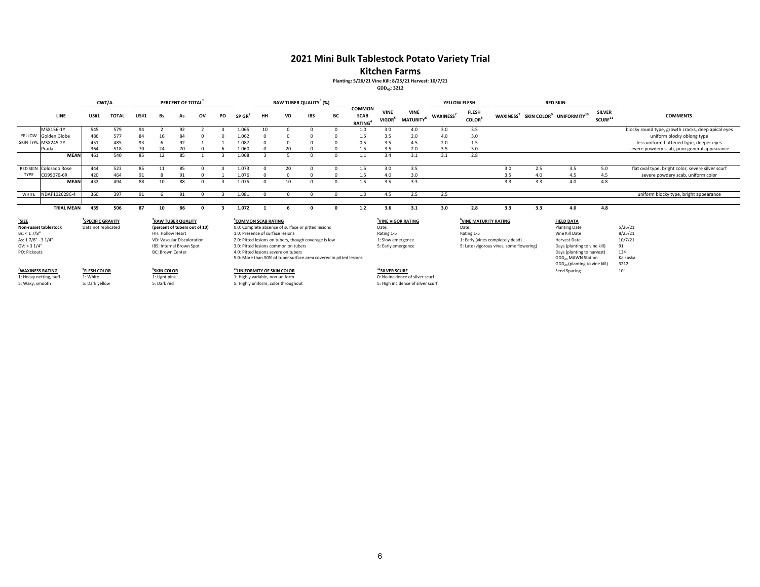# 2021 Mini Bulk Tablestock Potato Variety Trial

## Kitchen Farms

**Planting: 5/26/21 Vine Kill: 8/25/21 Harvest: 10/7/21**

**$GDD_{40}$: 3212**

| | | CWT/A | | PERCENT OF TOTAL[1] | | | | | | RAW TUBER QUALITY[3] (%) | | | | | | | YELLOW FLESH | | RED SKIN | | | | |
|---|---|---|---|---|---|---|---|---|---|---|---|---|---|---|---|---|---|---|---|---|---|---|---|
| | LINE | US#1 | TOTAL | US#1 | Bs | As | OV | PO | SP GR[2] | HH | VD | IBS | BC | COMMON SCAB RATING[4] | VINE VIGOR[5] | VINE MATURITY[6] | WAXINESS[7] | FLESH COLOR[8] | WAXINESS[7] | SKIN COLOR[9] | UNIFORMITY[10] | SILVER SCURF[11] | COMMENTS |
| YELLOW SKIN TYPE | MSX156-1Y | 545 | 579 | 94 | 2 | 92 | 2 | 4 | 1.065 | 10 | 0 | 0 | 0 | 1.0 | 3.0 | 4.0 | 3.0 | 3.5 | | | | | blocky round type, growth cracks, deep apical eyes |
| | Golden Globe | 486 | 577 | 84 | 16 | 84 | 0 | 0 | 1.062 | 0 | 0 | 0 | 0 | 1.5 | 3.5 | 2.0 | 4.0 | 3.0 | | | | | uniform blocky oblong type |
| | MSX245-2Y | 451 | 485 | 93 | 6 | 92 | 1 | 1 | 1.087 | 0 | 0 | 0 | 0 | 0.5 | 3.5 | 4.5 | 2.0 | 1.5 | | | | | less uniform flattened type, deeper eyes |
| | Prada | 364 | 518 | 70 | 24 | 70 | 0 | 6 | 1.060 | 0 | 20 | 0 | 0 | 1.5 | 3.5 | 2.0 | 3.5 | 3.0 | | | | | severe powdery scab, poor general appearance |
| | **MEAN** | 461 | 540 | 85 | 12 | 85 | 1 | 3 | 1.068 | 3 | 5 | 0 | 0 | 1.1 | 3.4 | 3.1 | 3.1 | 2.8 | | | | | |
| RED SKIN TYPE | Colorado Rose | 444 | 523 | 85 | 11 | 85 | 0 | 4 | 1.073 | 0 | 20 | 0 | 0 | 1.5 | 3.0 | 3.5 | | | 3.0 | 2.5 | 3.5 | 5.0 | flat oval type, bright color, severe silver scurf |
| | CO99076-6R | 420 | 464 | 91 | 8 | 91 | 0 | 1 | 1.076 | 0 | 0 | 0 | 0 | 1.5 | 4.0 | 3.0 | | | 3.5 | 4.0 | 4.5 | 4.5 | severe powdery scab, uniform color |
| | **MEAN** | 432 | 494 | 88 | 10 | 88 | 0 | 3 | 1.075 | 0 | 10 | 0 | 0 | 1.5 | 3.5 | 3.3 | | | 3.3 | 3.3 | 4.0 | 4.8 | |
| WHITE | NDAF102629C-4 | 360 | 397 | 91 | 6 | 91 | 0 | 3 | 1.081 | 0 | 0 | 0 | 0 | 1.0 | 4.5 | 2.5 | 2.5 | | | | | | uniform blocky type, bright appearance |
| | **TRIAL MEAN** | **439** | **506** | **87** | **10** | **86** | **0** | **3** | **1.072** | **1** | **6** | **0** | **0** | **1.2** | **3.6** | **3.1** | **3.0** | **2.8** | **3.3** | **3.3** | **4.0** | **4.8** | |

**[1]SIZE**
**Non-russet tablestock**
Bs: < 1 7/8"
As: 1 7/8" - 3 1/4"
OV: > 3 1/4"
PO: Pickouts

**[2]SPECIFIC GRAVITY**
Data not replicated

**[3]RAW TUBER QUALITY**
**(percent of tubers out of 10)**
HH: Hollow Heart
VD: Vascular Discoloration
IBS: Internal Brown Spot
BC: Brown Center

**[4]COMMON SCAB RATING**
0.0: Complete absence of surface or pitted lesions
1.0: Presence of surface lesions
2.0: Pitted lesions on tubers, though coverage is low
3.0: Pitted lesions common on tubers
4.0: Pitted lesions severe on tubers
5.0: More than 50% of tuber surface area covered in pitted lesions

**[5]VINE VIGOR RATING**
Date:
Rating 1-5
1: Slow emergence
5: Early emergence

**[6]VINE MATURITY RATING**
Date:
Rating 1-5
1: Early (vines completely dead)
5: Late (vigorous vines, some flowering)

**FIELD DATA**

| | |
|---|---|
| Planting Date | 5/26/21 |
| Vine Kill Date | 8/25/21 |
| Harvest Date | 10/7/21 |
| Days (planting to vine kill) | 91 |
| Days (planting to harvest) | 134 |
| $GDD_{40}$ MAWN Station | Kalkaska |
| $GDD_{40}$ (planting to vine kill) | 3212 |
| Seed Spacing | 10" |

**[7]WAXINESS RATING**
1: Heavy netting, buff
5: Waxy, smooth

**[8]FLESH COLOR**
1: White
5: Dark yellow

**[9]SKIN COLOR**
1: Light pink
5: Dark red

**[10]UNIFORMITY OF SKIN COLOR**
1: Highly variable, non-uniform
5: Highly uniform, color throughout

**[11]SILVER SCURF**
0: No incidence of silver scurf
5: High incidence of silver scurf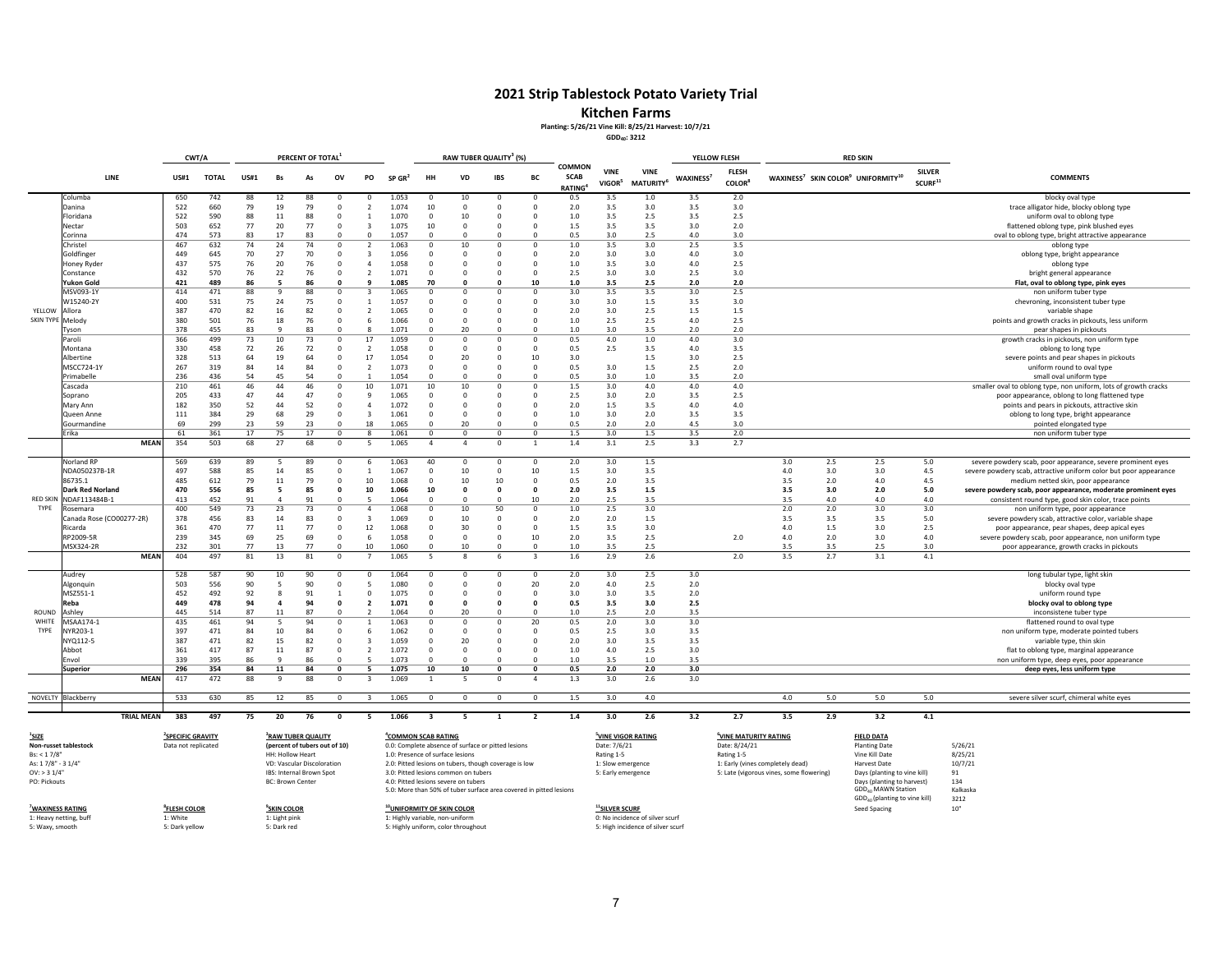# 2021 Strip Tablestock Potato Variety Trial

## Kitchen Farms

**Planting: 5/26/21 Vine Kill: 8/25/21 Harvest: 10/7/21**

**$GDD_{40}$: 3212**

| | LINE | CWT/A US#1 | CWT/A TOTAL | PERCENT OF TOTAL[1] US#1 | Bs | As | OV | PO | SP GR[2] | RAW TUBER QUALITY[3] (%) HH | VD | IBS | BC | COMMON SCAB RATING[4] | VINE VIGOR[5] | VINE MATURITY[6] | YELLOW FLESH WAXINESS[7] | FLESH COLOR[8] | RED SKIN WAXINESS[7] | SKIN COLOR[9] | UNIFORMITY[10] | SILVER SCURF[11] | COMMENTS |
|---|---|---|---|---|---|---|---|---|---|---|---|---|---|---|---|---|---|---|---|---|---|---|---|
| YELLOW SKIN TYPE | Columba | 650 | 742 | 88 | 12 | 88 | 0 | 0 | 1.053 | 0 | 10 | 0 | 0 | 0.5 | 3.5 | 1.0 | 3.5 | 2.0 | | | | | blocky oval type |
| | Danina | 522 | 660 | 79 | 19 | 79 | 0 | 2 | 1.074 | 10 | 0 | 0 | 0 | 2.0 | 3.5 | 3.0 | 3.5 | 3.0 | | | | | trace alligator hide, blocky oblong type |
| | Floridana | 522 | 590 | 88 | 11 | 88 | 0 | 1 | 1.070 | 0 | 10 | 0 | 0 | 1.0 | 3.5 | 2.5 | 3.5 | 2.5 | | | | | uniform oval to oblong type |
| | Nectar | 503 | 652 | 77 | 20 | 77 | 0 | 3 | 1.075 | 10 | 0 | 0 | 0 | 1.5 | 3.5 | 3.5 | 3.0 | 2.0 | | | | | flattened oblong type, pink blushed eyes |
| | Corinna | 474 | 573 | 83 | 17 | 83 | 0 | 0 | 1.057 | 0 | 0 | 0 | 0 | 0.5 | 3.0 | 2.5 | 4.0 | 3.0 | | | | | oval to oblong type, bright attractive appearance |
| | Christel | 467 | 632 | 74 | 24 | 74 | 0 | 2 | 1.063 | 0 | 10 | 0 | 0 | 1.0 | 3.5 | 3.0 | 2.5 | 3.5 | | | | | oblong type |
| | Goldfinger | 449 | 645 | 70 | 27 | 70 | 0 | 3 | 1.056 | 0 | 0 | 0 | 0 | 2.0 | 3.0 | 3.0 | 4.0 | 3.0 | | | | | oblong type, bright appearance |
| | Honey Ryder | 437 | 575 | 76 | 20 | 76 | 0 | 4 | 1.058 | 0 | 0 | 0 | 0 | 1.0 | 3.5 | 3.0 | 4.0 | 2.5 | | | | | oblong type |
| | Constance | 432 | 570 | 76 | 22 | 76 | 0 | 2 | 1.071 | 0 | 0 | 0 | 0 | 2.5 | 3.0 | 3.0 | 2.5 | 3.0 | | | | | bright general appearance |
| | **Yukon Gold** | **421** | **489** | **86** | **5** | **86** | **0** | **9** | **1.085** | **70** | **0** | **0** | **10** | **1.0** | **3.5** | **2.5** | **2.0** | **2.0** | | | | | **Flat, oval to oblong type, pink eyes** |
| | MSV093-1Y | 414 | 471 | 88 | 9 | 88 | 0 | 3 | 1.065 | 0 | 0 | 0 | 0 | 3.0 | 3.5 | 3.5 | 3.0 | 2.5 | | | | | non uniform tuber type |
| | W15240-2Y | 400 | 531 | 75 | 24 | 75 | 0 | 1 | 1.057 | 0 | 0 | 0 | 0 | 3.0 | 3.0 | 1.5 | 3.5 | 3.0 | | | | | chevroning, inconsistent tuber type |
| | Allora | 387 | 470 | 82 | 16 | 82 | 0 | 2 | 1.065 | 0 | 0 | 0 | 0 | 2.0 | 3.0 | 2.5 | 1.5 | 1.5 | | | | | variable shape |
| | Melody | 380 | 501 | 76 | 18 | 76 | 0 | 6 | 1.066 | 0 | 0 | 0 | 0 | 1.0 | 2.5 | 2.5 | 4.0 | 2.5 | | | | | points and growth cracks in pickouts, less uniform |
| | Tyson | 378 | 455 | 83 | 9 | 83 | 0 | 8 | 1.071 | 0 | 20 | 0 | 0 | 1.0 | 3.0 | 3.5 | 2.0 | 2.0 | | | | | pear shapes in pickouts |
| | Paroli | 366 | 499 | 73 | 10 | 73 | 0 | 17 | 1.059 | 0 | 0 | 0 | 0 | 0.5 | 4.0 | 1.0 | 4.0 | 3.0 | | | | | growth cracks in pickouts, non uniform type |
| | Montana | 330 | 458 | 72 | 26 | 72 | 0 | 2 | 1.058 | 0 | 0 | 0 | 0 | 0.5 | 2.5 | 3.5 | 4.0 | 3.5 | | | | | oblong to long type |
| | Albertine | 328 | 513 | 64 | 19 | 64 | 0 | 17 | 1.054 | 0 | 20 | 0 | 10 | 3.0 | | 1.5 | 3.0 | 2.5 | | | | | severe points and pear shapes in pickouts |
| | MSCC724-1Y | 267 | 319 | 84 | 14 | 84 | 0 | 2 | 1.073 | 0 | 0 | 0 | 0 | 0.5 | 3.0 | 1.5 | 2.5 | 2.0 | | | | | uniform round to oval type |
| | Primabelle | 236 | 436 | 54 | 45 | 54 | 0 | 1 | 1.054 | 0 | 0 | 0 | 0 | 0.5 | 3.0 | 1.0 | 3.5 | 2.0 | | | | | small oval uniform type |
| | Cascada | 210 | 461 | 46 | 44 | 46 | 0 | 10 | 1.071 | 10 | 10 | 0 | 0 | 1.5 | 3.0 | 4.0 | 4.0 | 4.0 | | | | | smaller oval to oblong type, non uniform, lots of growth cracks |
| | Soprano | 205 | 433 | 47 | 44 | 47 | 0 | 9 | 1.065 | 0 | 0 | 0 | 0 | 2.5 | 3.0 | 2.0 | 3.5 | 2.5 | | | | | poor appearance, oblong to long flattened type |
| | Mary Ann | 182 | 350 | 52 | 44 | 52 | 0 | 4 | 1.072 | 0 | 0 | 0 | 0 | 2.0 | 1.5 | 3.5 | 4.0 | 4.0 | | | | | points and pears in pickouts, attractive skin |
| | Queen Anne | 111 | 384 | 29 | 68 | 29 | 0 | 3 | 1.061 | 0 | 0 | 0 | 0 | 1.0 | 3.0 | 2.0 | 3.5 | 3.5 | | | | | oblong to long type, bright appearance |
| | Gourmandine | 69 | 299 | 23 | 59 | 23 | 0 | 18 | 1.065 | 0 | 20 | 0 | 0 | 0.5 | 2.0 | 2.0 | 4.5 | 3.0 | | | | | pointed elongated type |
| | Erika | 61 | 361 | 17 | 75 | 17 | 0 | 8 | 1.061 | 0 | 0 | 0 | 0 | 1.5 | 3.0 | 1.5 | 3.5 | 2.0 | | | | | non uniform tuber type |
| | **MEAN** | 354 | 503 | 68 | 27 | 68 | 0 | 5 | 1.065 | 4 | 4 | 0 | 1 | 1.4 | 3.1 | 2.5 | 3.3 | 2.7 | | | | | |
| RED SKIN TYPE | Norland RP | 569 | 639 | 89 | 5 | 89 | 0 | 6 | 1.063 | 40 | 0 | 0 | 0 | 2.0 | 3.0 | 1.5 | | | 3.0 | 2.5 | 2.5 | 5.0 | severe powdery scab, poor appearance, severe prominent eyes |
| | NDA050237B-1R | 497 | 588 | 85 | 14 | 85 | 0 | 1 | 1.067 | 0 | 10 | 0 | 10 | 1.5 | 3.0 | 3.5 | | | 4.0 | 3.0 | 3.0 | 4.5 | severe powdery scab, attractive uniform color but poor appearance |
| | 86735.1 | 485 | 612 | 79 | 11 | 79 | 0 | 10 | 1.068 | 0 | 10 | 10 | 0 | 0.5 | 2.0 | 3.5 | | | 3.5 | 2.0 | 4.0 | 4.5 | medium netted skin, poor appearance |
| | **Dark Red Norland** | **470** | **556** | **85** | **5** | **85** | **0** | **10** | **1.066** | **10** | **0** | **0** | **0** | **2.0** | **3.5** | **1.5** | | | **3.5** | **3.0** | **2.0** | **5.0** | **severe powdery scab, poor appearance, moderate prominent eyes** |
| | NDAF113484B-1 | 413 | 452 | 91 | 4 | 91 | 0 | 5 | 1.064 | 0 | 0 | 0 | 10 | 2.0 | 2.5 | 3.5 | | | 3.5 | 4.0 | 4.0 | 4.0 | consistent round type, good skin color, trace points |
| | Rosemara | 400 | 549 | 73 | 23 | 73 | 0 | 4 | 1.068 | 0 | 10 | 50 | 0 | 1.0 | 2.5 | 3.0 | | | 2.0 | 2.0 | 3.0 | 3.0 | non uniform type, poor appearance |
| | Canada Rose (CO00277-2R) | 378 | 456 | 83 | 14 | 83 | 0 | 3 | 1.069 | 0 | 10 | 0 | 0 | 2.0 | 2.0 | 1.5 | | | 3.5 | 3.5 | 3.5 | 5.0 | severe powdery scab, attractive color, variable shape |
| | Ricarda | 361 | 470 | 77 | 11 | 77 | 0 | 12 | 1.068 | 0 | 30 | 0 | 0 | 1.5 | 3.5 | 3.0 | | | 4.0 | 1.5 | 3.0 | 2.5 | poor appearance, pear shapes, deep apical eyes |
| | RP2009-5R | 239 | 345 | 69 | 25 | 69 | 0 | 6 | 1.058 | 0 | 0 | 0 | 10 | 2.0 | 3.5 | 2.5 | | 2.0 | 4.0 | 2.0 | 3.0 | 4.0 | severe powdery scab, poor appearance, non uniform type |
| | MSX324-2R | 232 | 301 | 77 | 13 | 77 | 0 | 10 | 1.060 | 0 | 10 | 0 | 0 | 1.0 | 3.5 | 2.5 | | | 3.5 | 3.5 | 2.5 | 3.0 | poor appearance, growth cracks in pickouts |
| | **MEAN** | 404 | 497 | 81 | 13 | 81 | 0 | 7 | 1.065 | 5 | 8 | 6 | 3 | 1.6 | 2.9 | 2.6 | | 2.0 | 3.5 | 2.7 | 3.1 | 4.1 | |
| ROUND WHITE TYPE | Audrey | 528 | 587 | 90 | 10 | 90 | 0 | 0 | 1.064 | 0 | 0 | 0 | 0 | 2.0 | 3.0 | 2.5 | 3.0 | | | | | | long tubular type, light skin |
| | Algonquin | 503 | 556 | 90 | 5 | 90 | 0 | 5 | 1.080 | 0 | 0 | 0 | 20 | 2.0 | 4.0 | 2.5 | 2.0 | | | | | | blocky oval type |
| | MSZ551-1 | 452 | 492 | 92 | 8 | 91 | 1 | 0 | 1.075 | 0 | 0 | 0 | 0 | 3.0 | 3.0 | 3.5 | 2.0 | | | | | | uniform round type |
| | **Reba** | **449** | **478** | **94** | **4** | **94** | **0** | **2** | **1.071** | **0** | **0** | **0** | **0** | **0.5** | **3.5** | **3.0** | **2.5** | | | | | | **blocky oval to oblong type** |
| | Ashley | 445 | 514 | 87 | 11 | 87 | 0 | 2 | 1.064 | 0 | 20 | 0 | 0 | 1.0 | 2.5 | 2.0 | 3.5 | | | | | | inconsistene tuber type |
| | MSAA174-1 | 435 | 461 | 94 | 5 | 94 | 0 | 1 | 1.063 | 0 | 0 | 0 | 20 | 0.5 | 2.0 | 3.0 | 3.0 | | | | | | flattened round to oval type |
| | NYR203-1 | 397 | 471 | 84 | 10 | 84 | 0 | 6 | 1.062 | 0 | 0 | 0 | 0 | 0.5 | 2.5 | 3.0 | 3.5 | | | | | | non uniform type, moderate pointed tubers |
| | NYQ112-5 | 387 | 471 | 82 | 15 | 82 | 0 | 3 | 1.059 | 0 | 20 | 0 | 0 | 2.0 | 3.0 | 3.5 | 3.5 | | | | | | variable type, thin skin |
| | Abbot | 361 | 417 | 87 | 11 | 87 | 0 | 2 | 1.072 | 0 | 0 | 0 | 0 | 1.0 | 4.0 | 2.5 | 3.0 | | | | | | flat to oblong type, marginal appearance |
| | Envol | 339 | 395 | 86 | 9 | 86 | 0 | 5 | 1.073 | 0 | 0 | 0 | 0 | 1.0 | 3.5 | 1.0 | 3.5 | | | | | | non uniform type, deep eyes, poor appearance |
| | **Superior** | **296** | **354** | **84** | **11** | **84** | **0** | **5** | **1.075** | **10** | **10** | **0** | **0** | **0.5** | **2.0** | **2.0** | **3.0** | | | | | | **deep eyes, less uniform type** |
| | **MEAN** | 417 | 472 | 88 | 9 | 88 | 0 | 3 | 1.069 | 1 | 5 | 0 | 4 | 1.3 | 3.0 | 2.6 | 3.0 | | | | | | |
| NOVELTY | Blackberry | 533 | 630 | 85 | 12 | 85 | 0 | 3 | 1.065 | 0 | 0 | 0 | 0 | 1.5 | 3.0 | 4.0 | | | 4.0 | 5.0 | 5.0 | 5.0 | severe silver scurf, chimeral white eyes |
| | **TRIAL MEAN** | **383** | **497** | **75** | **20** | **76** | **0** | **5** | **1.066** | **3** | **5** | **1** | **2** | **1.4** | **3.0** | **2.6** | **3.2** | **2.7** | **3.5** | **2.9** | **3.2** | **4.1** | |

**[1] SIZE**
**Non-russet tablestock**
Bs: < 1 7/8"
As: 1 7/8" - 3 1/4"
OV: > 3 1/4"
PO: Pickouts

**[2] SPECIFIC GRAVITY**
Data not replicated

**[3] RAW TUBER QUALITY**
**(percent of tubers out of 10)**
HH: Hollow Heart
VD: Vascular Discoloration
IBS: Internal Brown Spot
BC: Brown Center

**[4] COMMON SCAB RATING**
0.0: Complete absence of surface or pitted lesions
1.0: Presence of surface lesions
2.0: Pitted lesions on tubers, though coverage is low
3.0: Pitted lesions common on tubers
4.0: Pitted lesions severe on tubers
5.0: More than 50% of tuber surface area covered in pitted lesions

**[5] VINE VIGOR RATING**
Date: 7/6/21
Rating 1-5
1: Slow emergence
5: Early emergence

**[6] VINE MATURITY RATING**
Date: 8/24/21
Rating 1-5
1: Early (vines completely dead)
5: Late (vigorous vines, some flowering)

**FIELD DATA**

| | |
|---|---|
| Planting Date | 5/26/21 |
| Vine Kill Date | 8/25/21 |
| Harvest Date | 10/7/21 |
| Days (planting to vine kill) | 91 |
| Days (planting to harvest) | 134 |
| $GDD_{40}$ MAWN Station | Kalkaska |
| $GDD_{40}$ (planting to vine kill) | 3212 |
| Seed Spacing | 10" |

**[7] WAXINESS RATING**
1: Heavy netting, buff
5: Waxy, smooth

**[8] FLESH COLOR**
1: White
5: Dark yellow

**[9] SKIN COLOR**
1: Light pink
5: Dark red

**[10] UNIFORMITY OF SKIN COLOR**
1: Highly variable, non-uniform
5: Highly uniform, color throughout

**[11] SILVER SCURF**
0: No incidence of silver scurf
5: High incidence of silver scurf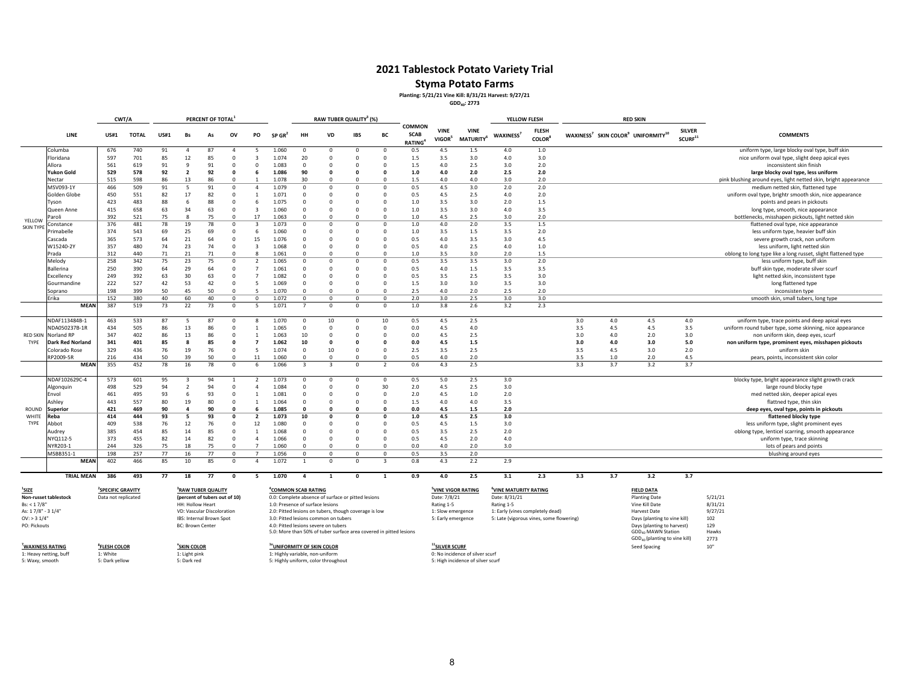# 2021 Tablestock Potato Variety Trial

## Styma Potato Farms

Planting: 5/21/21 Vine Kill: 8/31/21 Harvest: 9/27/21

$GDD_{40}$: 2773

| | LINE | CWT/A US#1 | CWT/A TOTAL | PERCENT OF TOTAL[1] US#1 | Bs | As | OV | PO | SP GR[2] | RAW TUBER QUALITY[3] (%) HH | VD | IBS | BC | COMMON SCAB RATING[4] | VINE VIGOR[5] | VINE MATURITY[6] | YELLOW FLESH WAXINESS[7] | FLESH COLOR[8] | RED SKIN WAXINESS[7] | SKIN COLOR[9] | UNIFORMITY[10] | SILVER SCURF[11] | COMMENTS |
|---|---|---|---|---|---|---|---|---|---|---|---|---|---|---|---|---|---|---|---|---|---|---|---|
| YELLOW SKIN TYPE | Columba | 676 | 740 | 91 | 4 | 87 | 4 | 5 | 1.060 | 0 | 0 | 0 | 0 | 0.5 | 4.5 | 1.5 | 4.0 | 1.0 | | | | | uniform type, large blocky oval type, buff skin |
| | Floridana | 597 | 701 | 85 | 12 | 85 | 0 | 3 | 1.074 | 20 | 0 | 0 | 0 | 1.5 | 3.5 | 3.0 | 4.0 | 3.0 | | | | | nice uniform oval type, slight deep apical eyes |
| | Allora | 561 | 619 | 91 | 9 | 91 | 0 | 0 | 1.083 | 0 | 0 | 0 | 0 | 1.5 | 4.0 | 2.5 | 3.0 | 2.0 | | | | | inconsistent skin finish |
| | **Yukon Gold** | **529** | **578** | **92** | **2** | **92** | **0** | **6** | **1.086** | **90** | **0** | **0** | **0** | **1.0** | **4.0** | **2.0** | **2.5** | **2.0** | | | | | **large blocky oval type, less uniform** |
| | Nectar | 515 | 598 | 86 | 13 | 86 | 0 | 1 | 1.078 | 30 | 0 | 0 | 0 | 1.5 | 4.0 | 4.0 | 3.0 | 2.0 | | | | | pink blushing around eyes, light netted skin, bright appearance |
| | MSV093-1Y | 466 | 509 | 91 | 5 | 91 | 0 | 4 | 1.079 | 0 | 0 | 0 | 0 | 0.5 | 4.5 | 3.0 | 2.0 | 2.0 | | | | | medium netted skin, flattened type |
| | Golden Globe | 450 | 551 | 82 | 17 | 82 | 0 | 1 | 1.071 | 0 | 0 | 0 | 0 | 0.5 | 4.5 | 2.5 | 4.0 | 2.0 | | | | | uniform oval type, brightr smooth skin, nice appearance |
| | Tyson | 423 | 483 | 88 | 6 | 88 | 0 | 6 | 1.075 | 0 | 0 | 0 | 0 | 1.0 | 3.5 | 3.0 | 2.0 | 1.5 | | | | | points and pears in pickouts |
| | Queen Anne | 415 | 658 | 63 | 34 | 63 | 0 | 3 | 1.060 | 0 | 0 | 0 | 0 | 1.0 | 3.5 | 3.0 | 4.0 | 3.5 | | | | | long type, smooth, nice appearance |
| | Paroli | 392 | 521 | 75 | 8 | 75 | 0 | 17 | 1.063 | 0 | 0 | 0 | 0 | 1.0 | 4.5 | 2.5 | 3.0 | 2.0 | | | | | bottlenecks, misshapen pickouts, light netted skin |
| | Constance | 376 | 481 | 78 | 19 | 78 | 0 | 3 | 1.073 | 0 | 0 | 0 | 0 | 1.0 | 4.0 | 2.0 | 3.5 | 1.5 | | | | | flattened oval type, nice appearance |
| | Primabelle | 374 | 543 | 69 | 25 | 69 | 0 | 6 | 1.060 | 0 | 0 | 0 | 0 | 1.0 | 3.5 | 1.5 | 3.5 | 2.0 | | | | | less uniform type, heavier buff skin |
| | Cascada | 365 | 573 | 64 | 21 | 64 | 0 | 15 | 1.076 | 0 | 0 | 0 | 0 | 0.5 | 4.0 | 3.5 | 3.0 | 4.5 | | | | | severe growth crack, non uniform |
| | W15240-2Y | 357 | 480 | 74 | 23 | 74 | 0 | 3 | 1.068 | 0 | 0 | 0 | 0 | 0.5 | 4.0 | 2.5 | 4.0 | 1.0 | | | | | less uniform, light netted skin |
| | Prada | 312 | 440 | 71 | 21 | 71 | 0 | 8 | 1.061 | 0 | 0 | 0 | 0 | 1.0 | 3.5 | 3.0 | 2.0 | 1.5 | | | | | oblong to long type like a long russet, slight flattened type |
| | Melody | 258 | 342 | 75 | 23 | 75 | 0 | 2 | 1.065 | 0 | 0 | 0 | 0 | 0.5 | 3.5 | 3.5 | 3.0 | 2.0 | | | | | less uniform type, buff skin |
| | Ballerina | 250 | 390 | 64 | 29 | 64 | 0 | 7 | 1.061 | 0 | 0 | 0 | 0 | 0.5 | 4.0 | 1.5 | 3.5 | 3.5 | | | | | buff skin type, moderate silver scurf |
| | Excellency | 249 | 392 | 63 | 30 | 63 | 0 | 7 | 1.082 | 0 | 0 | 0 | 0 | 0.5 | 3.5 | 2.5 | 3.5 | 3.0 | | | | | light netted skin, inconsistent type |
| | Gourmandine | 222 | 527 | 42 | 53 | 42 | 0 | 5 | 1.069 | 0 | 0 | 0 | 0 | 1.5 | 3.0 | 3.0 | 3.5 | 3.0 | | | | | long flattened type |
| | Soprano | 198 | 399 | 50 | 45 | 50 | 0 | 5 | 1.070 | 0 | 0 | 0 | 0 | 2.5 | 4.0 | 2.0 | 2.5 | 2.0 | | | | | inconsisten type |
| | Erika | 152 | 380 | 40 | 60 | 40 | 0 | 0 | 1.072 | 0 | 0 | 0 | 0 | 2.0 | 3.0 | 2.5 | 3.0 | 3.0 | | | | | smooth skin, small tubers, long type |
| | **MEAN** | 387 | 519 | 73 | 22 | 73 | 0 | 5 | 1.071 | 7 | 0 | 0 | 0 | 1.0 | 3.8 | 2.6 | 3.2 | 2.3 | | | | | |
| RED SKIN TYPE | NDAF113484B-1 | 463 | 533 | 87 | 5 | 87 | 0 | 8 | 1.070 | 0 | 10 | 0 | 10 | 0.5 | 4.5 | 2.5 | | | 3.0 | 4.0 | 4.5 | 4.0 | uniform type, trace points and deep apical eyes |
| | NDA050237B-1R | 434 | 505 | 86 | 13 | 86 | 0 | 1 | 1.065 | 0 | 0 | 0 | 0 | 0.0 | 4.5 | 4.0 | | | 3.5 | 4.5 | 4.5 | 3.5 | uniform round tuber type, some skinning, nice appearance |
| | Norland RP | 347 | 402 | 86 | 13 | 86 | 0 | 1 | 1.063 | 10 | 0 | 0 | 0 | 0.0 | 4.5 | 2.5 | | | 3.0 | 4.0 | 2.0 | 3.0 | non uniform skin, deep eyes, scurf |
| | **Dark Red Norland** | **341** | **401** | **85** | **8** | **85** | **0** | **7** | **1.062** | **10** | **0** | **0** | **0** | **0.0** | **4.5** | **1.5** | | | **3.0** | **4.0** | **3.0** | **5.0** | **non uniform type, prominent eyes, misshapen pickouts** |
| | Colorado Rose | 329 | 436 | 76 | 19 | 76 | 0 | 5 | 1.074 | 0 | 10 | 0 | 0 | 2.5 | 3.5 | 2.5 | | | 3.5 | 4.5 | 3.0 | 2.0 | uniform skin |
| | RP2009-5R | 216 | 434 | 50 | 39 | 50 | 0 | 11 | 1.060 | 0 | 0 | 0 | 0 | 0.5 | 4.0 | 2.0 | | | 3.5 | 1.0 | 2.0 | 4.5 | pears, points, inconsistent skin color |
| | **MEAN** | 355 | 452 | 78 | 16 | 78 | 0 | 6 | 1.066 | 3 | 3 | 0 | 2 | 0.6 | 4.3 | 2.5 | | | 3.3 | 3.7 | 3.2 | 3.7 | |
| ROUND WHITE TYPE | NDAF102629C-4 | 573 | 601 | 95 | 3 | 94 | 1 | 2 | 1.073 | 0 | 0 | 0 | 0 | 0.5 | 5.0 | 2.5 | 3.0 | | | | | | blocky type, bright appearance slight growth crack |
| | Algonquin | 498 | 529 | 94 | 2 | 94 | 0 | 4 | 1.084 | 0 | 0 | 0 | 30 | 2.0 | 4.5 | 2.5 | 3.0 | | | | | | large round blocky type |
| | Envol | 461 | 495 | 93 | 6 | 93 | 0 | 1 | 1.081 | 0 | 0 | 0 | 0 | 2.0 | 4.5 | 1.0 | 2.0 | | | | | | med netted skin, deeper apical eyes |
| | Ashley | 443 | 557 | 80 | 19 | 80 | 0 | 1 | 1.064 | 0 | 0 | 0 | 0 | 1.5 | 4.0 | 4.0 | 3.5 | | | | | | flattned type, thin skin |
| | **Superior** | **421** | **469** | **90** | **4** | **90** | **0** | **6** | **1.085** | **0** | **0** | **0** | **0** | **0.0** | **4.5** | **1.5** | **2.0** | | | | | | **deep eyes, oval type, points in pickouts** |
| | **Reba** | **414** | **444** | **93** | **5** | **93** | **0** | **2** | **1.073** | **10** | **0** | **0** | **0** | **1.0** | **4.5** | **2.5** | **3.0** | | | | | | **flattened blocky type** |
| | Abbot | 409 | 538 | 76 | 12 | 76 | 0 | 12 | 1.080 | 0 | 0 | 0 | 0 | 0.5 | 4.5 | 1.5 | 3.0 | | | | | | less uniform type, slight prominent eyes |
| | Audrey | 385 | 454 | 85 | 14 | 85 | 0 | 1 | 1.068 | 0 | 0 | 0 | 0 | 0.5 | 3.5 | 2.5 | 2.0 | | | | | | oblong type, lenticel scarring, smooth appearance |
| | NYQ112-5 | 373 | 455 | 82 | 14 | 82 | 0 | 4 | 1.066 | 0 | 0 | 0 | 0 | 0.5 | 4.5 | 2.0 | 4.0 | | | | | | uniform type, trace skinning |
| | NYR203-1 | 244 | 326 | 75 | 18 | 75 | 0 | 7 | 1.060 | 0 | 0 | 0 | 0 | 0.0 | 4.0 | 2.0 | 3.0 | | | | | | lots of pears and points |
| | MSBB351-1 | 198 | 257 | 77 | 16 | 77 | 0 | 7 | 1.056 | 0 | 0 | 0 | 0 | 0.5 | 3.5 | 2.0 | | | | | | | blushing around eyes |
| | **MEAN** | 402 | 466 | 85 | 10 | 85 | 0 | 4 | 1.072 | 1 | 0 | 0 | 3 | 0.8 | 4.3 | 2.2 | 2.9 | | | | | | |
| | **TRIAL MEAN** | **386** | **493** | **77** | **18** | **77** | **0** | **5** | **1.070** | **4** | **1** | **0** | **1** | **0.9** | **4.0** | **2.5** | **3.1** | **2.3** | **3.3** | **3.7** | **3.2** | **3.7** | |

**[1]SIZE**
Non-russet tablestock
Bs: < 1 7/8"
As: 1 7/8" - 3 1/4"
OV: > 3 1/4"
PO: Pickouts

**[2]SPECIFIC GRAVITY**
Data not replicated

**[3]RAW TUBER QUALITY**
(percent of tubers out of 10)
HH: Hollow Heart
VD: Vascular Discoloration
IBS: Internal Brown Spot
BC: Brown Center

**[4]COMMON SCAB RATING**
0.0: Complete absence of surface or pitted lesions
1.0: Presence of surface lesions
2.0: Pitted lesions on tubers, though coverage is low
3.0: Pitted lesions common on tubers
4.0: Pitted lesions severe on tubers
5.0: More than 50% of tuber surface area covered in pitted lesions

**[5]VINE VIGOR RATING**
Date: 7/8/21
Rating 1-5
1: Slow emergence
5: Early emergence

**[6]VINE MATURITY RATING**
Date: 8/31/21
Rating 1-5
1: Early (vines completely dead)
5: Late (vigorous vines, some flowering)

**FIELD DATA**

| | |
|---|---|
| Planting Date | 5/21/21 |
| Vine Kill Date | 8/31/21 |
| Harvest Date | 9/27/21 |
| Days (planting to vine kill) | 102 |
| Days (planting to harvest) | 129 |
| $GDD_{40}$ MAWN Station | Hawks |
| $GDD_{40}$ (planting to vine kill) | 2773 |
| Seed Spacing | 10" |

**[7]WAXINESS RATING**
1: Heavy netting, buff
5: Waxy, smooth

**[8]FLESH COLOR**
1: White
5: Dark yellow

**[9]SKIN COLOR**
1: Light pink
5: Dark red

**[10]UNIFORMITY OF SKIN COLOR**
1: Highly variable, non-uniform
5: Highly uniform, color throughout

**[11]SILVER SCURF**
0: No incidence of silver scurf
5: High incidence of silver scurf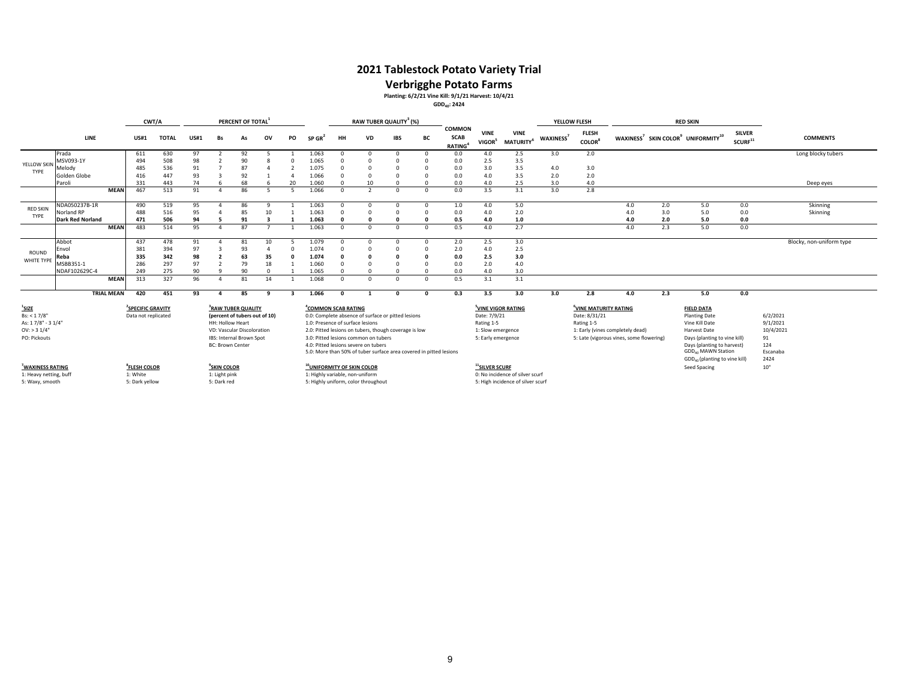# 2021 Tablestock Potato Variety Trial

## Verbrigghe Potato Farms

**Planting: 6/2/21 Vine Kill: 9/1/21 Harvest: 10/4/21**

**$GDD_{40}$: 2424**

| | LINE | CWT/A | | PERCENT OF TOTAL[1] | | | | | | RAW TUBER QUALITY[3] (%) | | | | | | | YELLOW FLESH | | RED SKIN | | | | |
|---|---|---|---|---|---|---|---|---|---|---|---|---|---|---|---|---|---|---|---|---|---|---|---|
| | | US#1 | TOTAL | US#1 | Bs | As | OV | PO | SP GR[2] | HH | VD | IBS | BC | COMMON SCAB RATING[4] | VINE VIGOR[5] | VINE MATURITY[6] | WAXINESS[7] | FLESH COLOR[8] | WAXINESS[7] | SKIN COLOR[9] | UNIFORMITY[10] | SILVER SCURF[11] | COMMENTS |
| YELLOW SKIN TYPE | Prada | 611 | 630 | 97 | 2 | 92 | 5 | 1 | 1.063 | 0 | 0 | 0 | 0 | 0.0 | 4.0 | 2.5 | 3.0 | 2.0 | | | | | Long blocky tubers |
| | MSV093-1Y | 494 | 508 | 98 | 2 | 90 | 8 | 0 | 1.065 | 0 | 0 | 0 | 0 | 0.0 | 2.5 | 3.5 | | | | | | | |
| | Melody | 485 | 536 | 91 | 7 | 87 | 4 | 2 | 1.075 | 0 | 0 | 0 | 0 | 0.0 | 3.0 | 3.5 | 4.0 | 3.0 | | | | | |
| | Golden Globe | 416 | 447 | 93 | 3 | 92 | 1 | 4 | 1.066 | 0 | 0 | 0 | 0 | 0.0 | 4.0 | 3.5 | 2.0 | 2.0 | | | | | |
| | Paroli | 331 | 443 | 74 | 6 | 68 | 6 | 20 | 1.060 | 0 | 10 | 0 | 0 | 0.0 | 4.0 | 2.5 | 3.0 | 4.0 | | | | | Deep eyes |
| | **MEAN** | 467 | 513 | 91 | 4 | 86 | 5 | 5 | 1.066 | 0 | 2 | 0 | 0 | 0.0 | 3.5 | 3.1 | 3.0 | 2.8 | | | | | |
| RED SKIN TYPE | NDA050237B-1R | 490 | 519 | 95 | 4 | 86 | 9 | 1 | 1.063 | 0 | 0 | 0 | 0 | 1.0 | 4.0 | 5.0 | | | 4.0 | 2.0 | 5.0 | 0.0 | Skinning |
| | Norland RP | 488 | 516 | 95 | 4 | 85 | 10 | 1 | 1.063 | 0 | 0 | 0 | 0 | 0.0 | 4.0 | 2.0 | | | 4.0 | 3.0 | 5.0 | 0.0 | Skinning |
| | **Dark Red Norland** | **471** | **506** | **94** | **5** | **91** | **3** | **1** | **1.063** | **0** | **0** | **0** | **0** | **0.5** | **4.0** | **1.0** | | | **4.0** | **2.0** | **5.0** | **0.0** | |
| | **MEAN** | 483 | 514 | 95 | 4 | 87 | 7 | 1 | 1.063 | 0 | 0 | 0 | 0 | 0.5 | 4.0 | 2.7 | | | 4.0 | 2.3 | 5.0 | 0.0 | |
| ROUND WHITE TYPE | Abbot | 437 | 478 | 91 | 4 | 81 | 10 | 5 | 1.079 | 0 | 0 | 0 | 0 | 2.0 | 2.5 | 3.0 | | | | | | | Blocky, non-uniform type |
| | Envol | 381 | 394 | 97 | 3 | 93 | 4 | 0 | 1.074 | 0 | 0 | 0 | 0 | 2.0 | 4.0 | 2.5 | | | | | | | |
| | **Reba** | **335** | **342** | **98** | **2** | **63** | **35** | **0** | **1.074** | **0** | **0** | **0** | **0** | **0.0** | **2.5** | **3.0** | | | | | | | |
| | MSBB351-1 | 286 | 297 | 97 | 2 | 79 | 18 | 1 | 1.060 | 0 | 0 | 0 | 0 | 0.0 | 2.0 | 4.0 | | | | | | | |
| | NDAF102629C-4 | 249 | 275 | 90 | 9 | 90 | 0 | 1 | 1.065 | 0 | 0 | 0 | 0 | 0.0 | 4.0 | 3.0 | | | | | | | |
| | **MEAN** | 313 | 327 | 96 | 4 | 81 | 14 | 1 | 1.068 | 0 | 0 | 0 | 0 | 0.5 | 3.1 | 3.1 | | | | | | | |
| | **TRIAL MEAN** | **420** | **451** | **93** | **4** | **85** | **9** | **3** | **1.066** | **0** | **1** | **0** | **0** | **0.3** | **3.5** | **3.0** | **3.0** | **2.8** | **4.0** | **2.3** | **5.0** | **0.0** | |

**[1]SIZE**
Bs: < 1 7/8"
As: 1 7/8" - 3 1/4"
OV: > 3 1/4"
PO: Pickouts

**[2]SPECIFIC GRAVITY**
Data not replicated

**[3]RAW TUBER QUALITY**
**(percent of tubers out of 10)**
HH: Hollow Heart
VD: Vascular Discoloration
IBS: Internal Brown Spot
BC: Brown Center

**[4]COMMON SCAB RATING**
0.0: Complete absence of surface or pitted lesions
1.0: Presence of surface lesions
2.0: Pitted lesions on tubers, though coverage is low
3.0: Pitted lesions common on tubers
4.0: Pitted lesions severe on tubers
5.0: More than 50% of tuber surface area covered in pitted lesions

**[5]VINE VIGOR RATING**
Date: 7/9/21
Rating 1-5
1: Slow emergence
5: Early emergence

**[6]VINE MATURITY RATING**
Date: 8/31/21
Rating 1-5
1: Early (vines completely dead)
5: Late (vigorous vines, some flowering)

**FIELD DATA**

| | |
|---|---|
| Planting Date | 6/2/2021 |
| Vine Kill Date | 9/1/2021 |
| Harvest Date | 10/4/2021 |
| Days (planting to vine kill) | 91 |
| Days (planting to harvest) | 124 |
| $GDD_{40}$ MAWN Station | Escanaba |
| $GDD_{40}$ (planting to vine kill) | 2424 |
| Seed Spacing | 10" |

**[7]WAXINESS RATING**
1: Heavy netting, buff
5: Waxy, smooth

**[8]FLESH COLOR**
1: White
5: Dark yellow

**[9]SKIN COLOR**
1: Light pink
5: Dark red

**[10]UNIFORMITY OF SKIN COLOR**
1: Highly variable, non-uniform
5: Highly uniform, color throughout

**[11]SILVER SCURF**
0: No incidence of silver scurf
5: High incidence of silver scurf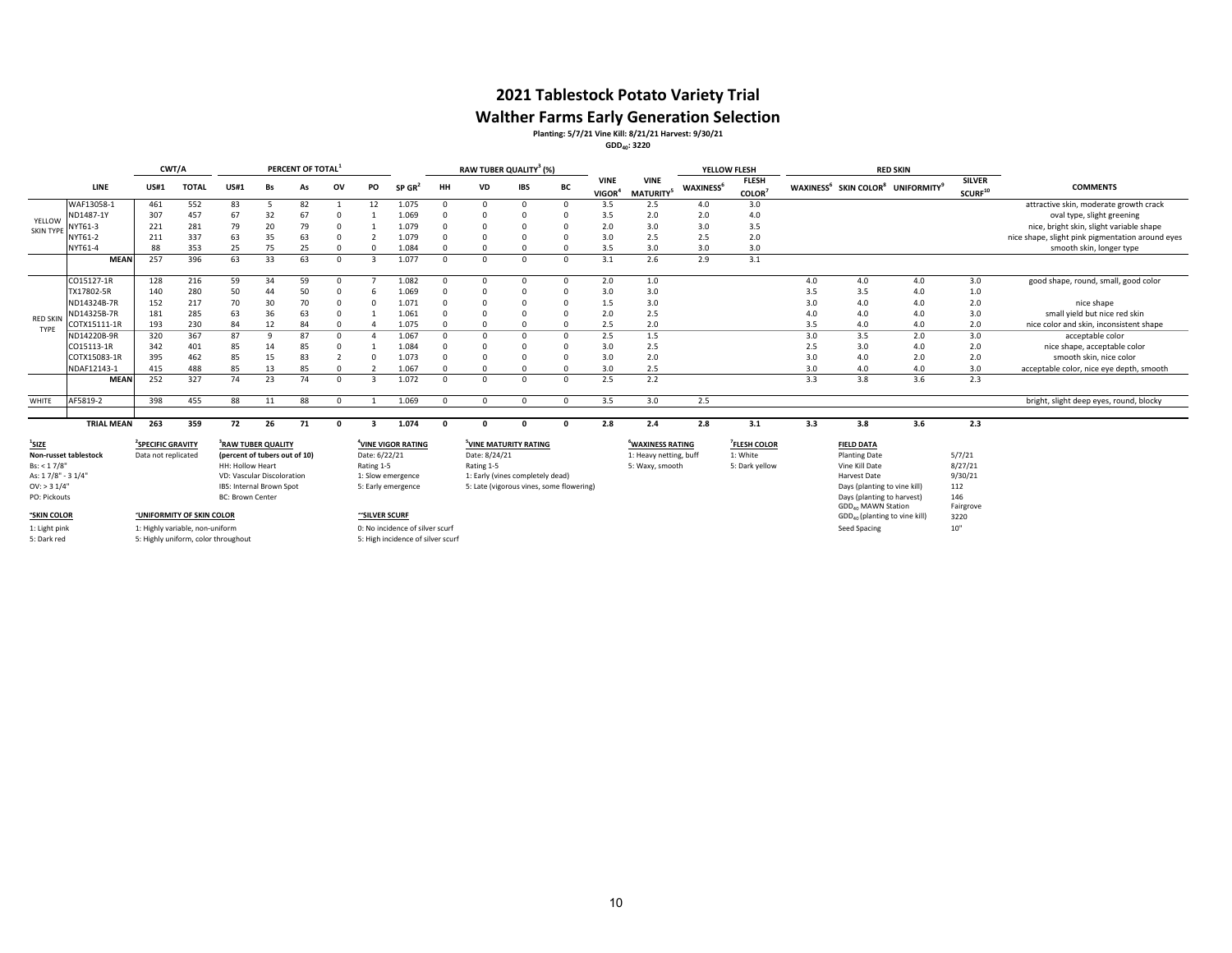# 2021 Tablestock Potato Variety Trial

## Walther Farms Early Generation Selection

**Planting: 5/7/21 Vine Kill: 8/21/21 Harvest: 9/30/21**

**$GDD_{40}$: 3220**

| | LINE | CWT/A US#1 | CWT/A TOTAL | PERCENT OF TOTAL[1] US#1 | Bs | As | OV | PO | SP GR[2] | RAW TUBER QUALITY[3] (%) HH | VD | IBS | BC | VINE VIGOR[4] | VINE MATURITY[5] | YELLOW FLESH WAXINESS[6] | FLESH COLOR[7] | RED SKIN WAXINESS[6] | SKIN COLOR[8] | UNIFORMITY[9] | SILVER SCURF[10] | COMMENTS |
|---|---|---|---|---|---|---|---|---|---|---|---|---|---|---|---|---|---|---|---|---|---|---|
| YELLOW SKIN TYPE | WAF13058-1 | 461 | 552 | 83 | 5 | 82 | 1 | 12 | 1.075 | 0 | 0 | 0 | 0 | 3.5 | 2.5 | 4.0 | 3.0 | | | | | attractive skin, moderate growth crack |
| | ND1487-1Y | 307 | 457 | 67 | 32 | 67 | 0 | 1 | 1.069 | 0 | 0 | 0 | 0 | 3.5 | 2.0 | 2.0 | 4.0 | | | | | oval type, slight greening |
| | NYT61-3 | 221 | 281 | 79 | 20 | 79 | 0 | 1 | 1.079 | 0 | 0 | 0 | 0 | 2.0 | 3.0 | 3.0 | 3.5 | | | | | nice, bright skin, slight variable shape |
| | NYT61-2 | 211 | 337 | 63 | 35 | 63 | 0 | 2 | 1.079 | 0 | 0 | 0 | 0 | 3.0 | 2.5 | 2.5 | 2.0 | | | | | nice shape, slight pink pigmentation around eyes |
| | NYT61-4 | 88 | 353 | 25 | 75 | 25 | 0 | 0 | 1.084 | 0 | 0 | 0 | 0 | 3.5 | 3.0 | 3.0 | 3.0 | | | | | smooth skin, longer type |
| | **MEAN** | 257 | 396 | 63 | 33 | 63 | 0 | 3 | 1.077 | 0 | 0 | 0 | 0 | 3.1 | 2.6 | 2.9 | 3.1 | | | | | |
| RED SKIN TYPE | CO15127-1R | 128 | 216 | 59 | 34 | 59 | 0 | 7 | 1.082 | 0 | 0 | 0 | 0 | 2.0 | 1.0 | | | 4.0 | 4.0 | 4.0 | 3.0 | good shape, round, small, good color |
| | TX17802-5R | 140 | 280 | 50 | 44 | 50 | 0 | 6 | 1.069 | 0 | 0 | 0 | 0 | 3.0 | 3.0 | | | 3.5 | 3.5 | 4.0 | 1.0 | |
| | ND14324B-7R | 152 | 217 | 70 | 30 | 70 | 0 | 0 | 1.071 | 0 | 0 | 0 | 0 | 1.5 | 3.0 | | | 3.0 | 4.0 | 4.0 | 2.0 | nice shape |
| | ND14325B-7R | 181 | 285 | 63 | 36 | 63 | 0 | 1 | 1.061 | 0 | 0 | 0 | 0 | 2.0 | 2.5 | | | 4.0 | 4.0 | 4.0 | 3.0 | small yield but nice red skin |
| | COTX15111-1R | 193 | 230 | 84 | 12 | 84 | 0 | 4 | 1.075 | 0 | 0 | 0 | 0 | 2.5 | 2.0 | | | 3.5 | 4.0 | 4.0 | 2.0 | nice color and skin, inconsistent shape |
| | ND14220B-9R | 320 | 367 | 87 | 9 | 87 | 0 | 4 | 1.067 | 0 | 0 | 0 | 0 | 2.5 | 1.5 | | | 3.0 | 3.5 | 2.0 | 3.0 | acceptable color |
| | CO15113-1R | 342 | 401 | 85 | 14 | 85 | 0 | 1 | 1.084 | 0 | 0 | 0 | 0 | 3.0 | 2.5 | | | 2.5 | 3.0 | 4.0 | 2.0 | nice shape, acceptable color |
| | COTX15083-1R | 395 | 462 | 85 | 15 | 83 | 2 | 0 | 1.073 | 0 | 0 | 0 | 0 | 3.0 | 2.0 | | | 3.0 | 4.0 | 2.0 | 2.0 | smooth skin, nice color |
| | NDAF12143-1 | 415 | 488 | 85 | 13 | 85 | 0 | 2 | 1.067 | 0 | 0 | 0 | 0 | 3.0 | 2.5 | | | 3.0 | 4.0 | 4.0 | 3.0 | acceptable color, nice eye depth, smooth |
| | **MEAN** | 252 | 327 | 74 | 23 | 74 | 0 | 3 | 1.072 | 0 | 0 | 0 | 0 | 2.5 | 2.2 | | | 3.3 | 3.8 | 3.6 | 2.3 | |
| WHITE | AF5819-2 | 398 | 455 | 88 | 11 | 88 | 0 | 1 | 1.069 | 0 | 0 | 0 | 0 | 3.5 | 3.0 | 2.5 | | | | | | bright, slight deep eyes, round, blocky |
| | **TRIAL MEAN** | **263** | **359** | **72** | **26** | **71** | **0** | **3** | **1.074** | **0** | **0** | **0** | **0** | **2.8** | **2.4** | **2.8** | **3.1** | **3.3** | **3.8** | **3.6** | **2.3** | |

**[1]SIZE**
**Non-russet tablestock**
Bs: < 1 7/8"
As: 1 7/8" - 3 1/4"
OV: > 3 1/4"
PO: Pickouts

**[2]SPECIFIC GRAVITY**
Data not replicated

**[3]RAW TUBER QUALITY**
**(percent of tubers out of 10)**
HH: Hollow Heart
VD: Vascular Discoloration
IBS: Internal Brown Spot
BC: Brown Center

**[4]VINE VIGOR RATING**
Date: 6/22/21
Rating 1-5
1: Slow emergence
5: Early emergence

**[5]VINE MATURITY RATING**
Date: 8/24/21
Rating 1-5
1: Early (vines completely dead)
5: Late (vigorous vines, some flowering)

**[6]WAXINESS RATING**
1: Heavy netting, buff
5: Waxy, smooth

**[7]FLESH COLOR**
1: White
5: Dark yellow

**[8]SKIN COLOR**
1: Light pink
5: Dark red

**[9]UNIFORMITY OF SKIN COLOR**
1: Highly variable, non-uniform
5: Highly uniform, color throughout

**[10]SILVER SCURF**
0: No incidence of silver scurf
5: High incidence of silver scurf

**FIELD DATA**

| | |
|---|---|
| Planting Date | 5/7/21 |
| Vine Kill Date | 8/27/21 |
| Harvest Date | 9/30/21 |
| Days (planting to vine kill) | 112 |
| Days (planting to harvest) | 146 |
| $GDD_{40}$ MAWN Station | Fairgrove |
| $GDD_{40}$ (planting to vine kill) | 3220 |
| Seed Spacing | 10" |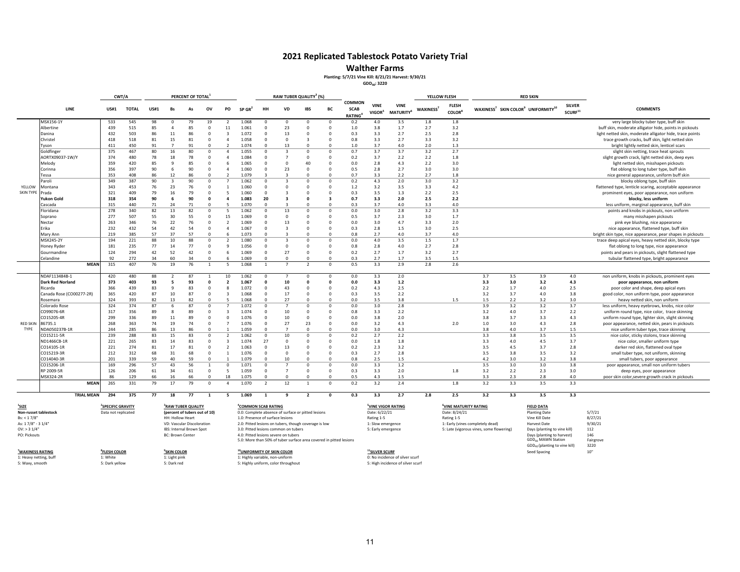# 2021 Replicated Tablestock Potato Variety Trial

## Walther Farms

Planting: 5/7/21 Vine Kill: 8/21/21 Harvest: 9/30/21

$GDD_{40}$: 3220

| | LINE | CWT/A US#1 | CWT/A TOTAL | PERCENT OF TOTAL[1] US#1 | Bs | As | OV | PO | SP GR[2] | RAW TUBER QUALITY[3] (%) HH | VD | IBS | BC | COMMON SCAB RATING[4] | VINE VIGOR[5] | VINE MATURITY[6] | YELLOW FLESH WAXINESS[7] | FLESH COLOR[8] | RED SKIN WAXINESS[7] | SKIN COLOR[9] | UNIFORMITY[10] | SILVER SCURF[11] | COMMENTS |
|---|---|---|---|---|---|---|---|---|---|---|---|---|---|---|---|---|---|---|---|---|---|---|---|
| YELLOW SKIN TYPE | MSX156-1Y | 533 | 545 | 98 | 0 | 79 | 19 | 2 | 1.068 | 0 | 0 | 0 | 0 | 0.2 | 4.0 | 3.5 | 1.8 | 1.8 | | | | | very large blocky tuber type, buff skin |
| | Albertine | 439 | 515 | 85 | 4 | 85 | 0 | 11 | 1.061 | 0 | 23 | 0 | 0 | 1.0 | 3.8 | 1.7 | 2.7 | 3.2 | | | | | buff skin, moderate alligator hide, points in pickouts |
| | Danina | 432 | 503 | 86 | 11 | 86 | 0 | 3 | 1.072 | 0 | 13 | 0 | 0 | 0.3 | 3.3 | 2.7 | 2.5 | 2.8 | | | | | light netted skin, moderate alligator hide, trace points |
| | Christel | 418 | 518 | 81 | 15 | 81 | 0 | 4 | 1.058 | 0 | 0 | 3 | 0 | 0.8 | 3.3 | 2.7 | 3.3 | 3.2 | | | | | trace growth cracks, buff skin, light netted skin |
| | Tyson | 411 | 450 | 91 | 7 | 91 | 0 | 2 | 1.074 | 0 | 13 | 0 | 0 | 1.0 | 3.7 | 4.0 | 2.0 | 1.3 | | | | | bright lightly netted skin, lenticel scars |
| | Goldfinger | 375 | 467 | 80 | 16 | 80 | 0 | 4 | 1.055 | 0 | 3 | 0 | 0 | 0.7 | 3.7 | 3.7 | 3.2 | 2.7 | | | | | slight skin netting, trace heat sprouts |
| | AORTX09037-1W/Y | 374 | 480 | 78 | 18 | 78 | 0 | 4 | 1.084 | 0 | 7 | 0 | 0 | 0.2 | 3.7 | 2.2 | 2.2 | 1.8 | | | | | slight growth crack, light netted skin, deep eyes |
| | Melody | 359 | 420 | 85 | 9 | 85 | 0 | 6 | 1.065 | 0 | 0 | 40 | 0 | 0.0 | 2.8 | 4.3 | 2.2 | 3.0 | | | | | light netted skin, misshapen pickouts |
| | Corinna | 356 | 397 | 90 | 6 | 90 | 0 | 4 | 1.060 | 0 | 23 | 0 | 0 | 0.5 | 2.8 | 2.7 | 3.0 | 3.0 | | | | | flat oblong to long tuber type, buff skin |
| | Tessa | 353 | 408 | 86 | 12 | 86 | 0 | 2 | 1.079 | 3 | 3 | 0 | 0 | 0.7 | 3.3 | 2.2 | 2.7 | 1.8 | | | | | nice general appearance, uniform buff skin |
| | Paroli | 349 | 387 | 90 | 3 | 90 | 0 | 7 | 1.062 | 0 | 3 | 0 | 0 | 0.2 | 4.3 | 2.0 | 3.0 | 3.2 | | | | | blocky oblong type, buff skin |
| | Montana | 343 | 453 | 76 | 23 | 76 | 0 | 1 | 1.060 | 0 | 0 | 0 | 0 | 1.2 | 3.2 | 3.5 | 3.3 | 4.2 | | | | | flattened type, lenticle scaring, acceptable appearance |
| | Prada | 321 | 409 | 79 | 16 | 79 | 0 | 5 | 1.060 | 0 | 3 | 0 | 0 | 0.3 | 3.5 | 1.3 | 2.2 | 2.5 | | | | | prominent eyes, poor appearance, non uniform |
| | **Yukon Gold** | **318** | **354** | **90** | **6** | **90** | **0** | **4** | **1.083** | **20** | **3** | **0** | **3** | **0.7** | **3.3** | **2.0** | **2.5** | **2.2** | | | | | **blocky, less uniform** |
| | Cascada | 315 | 440 | 71 | 24 | 71 | 0 | 5 | 1.070 | 0 | 3 | 0 | 0 | 0.3 | 3.7 | 4.0 | 3.3 | 4.0 | | | | | less uniform, marginal appearance, buff skin |
| | Floridana | 278 | 340 | 82 | 13 | 82 | 0 | 5 | 1.062 | 0 | 13 | 0 | 0 | 0.0 | 3.0 | 2.8 | 3.2 | 3.3 | | | | | points and knobs in pickouts, non uniform |
| | Soprano | 277 | 507 | 55 | 30 | 55 | 0 | 15 | 1.069 | 0 | 0 | 0 | 0 | 0.5 | 3.7 | 2.3 | 3.0 | 1.7 | | | | | many misshapen pickouts |
| | Nectar | 263 | 346 | 76 | 22 | 76 | 0 | 2 | 1.069 | 0 | 13 | 0 | 0 | 0.0 | 3.0 | 4.7 | 3.3 | 2.0 | | | | | pink eye blushing, nice appearance |
| | Erika | 232 | 432 | 54 | 42 | 54 | 0 | 4 | 1.067 | 0 | 3 | 0 | 0 | 0.3 | 2.8 | 1.5 | 3.0 | 2.5 | | | | | nice appearance, flattened type, buff skin |
| | Mary Ann | 219 | 385 | 57 | 37 | 57 | 0 | 6 | 1.073 | 0 | 3 | 0 | 0 | 0.8 | 2.7 | 4.0 | 3.7 | 4.0 | | | | | bright skin type, nice appearance, pear shapes in pickouts |
| | MSX245-2Y | 194 | 221 | 88 | 10 | 88 | 0 | 2 | 1.080 | 0 | 3 | 0 | 0 | 0.0 | 4.0 | 3.5 | 1.5 | 1.7 | | | | | trace deep apical eyes, heavy netted skin, blocky type |
| | Honey Ryder | 181 | 235 | 77 | 14 | 77 | 0 | 9 | 1.056 | 0 | 0 | 0 | 0 | 0.8 | 2.8 | 4.0 | 2.7 | 2.8 | | | | | flat oblong to long type, nice appearance |
| | Gourmandine | 124 | 294 | 42 | 52 | 42 | 0 | 6 | 1.069 | 0 | 27 | 0 | 0 | 0.2 | 2.7 | 1.7 | 3.2 | 2.7 | | | | | points and pears in pickouts, slight flattened type |
| | Celandine | 92 | 272 | 34 | 60 | 34 | 0 | 6 | 1.069 | 0 | 0 | 0 | 0 | 0.3 | 2.7 | 1.7 | 3.5 | 1.5 | | | | | tubular flattened type, bright appearance |
| | **MEAN** | 315 | 407 | 76 | 19 | 76 | 1 | 5 | 1.068 | 1 | 7 | 2 | 0 | 0.5 | 3.3 | 2.9 | 2.8 | 2.6 | | | | | |
| RED SKIN TYPE | NDAF113484B-1 | 420 | 480 | 88 | 2 | 87 | 1 | 10 | 1.062 | 0 | 7 | 0 | 0 | 0.0 | 3.3 | 2.0 | | | 3.7 | 3.5 | 3.9 | 4.0 | non uniform, knobs in pickouts, prominent eyes |
| | **Dark Red Norland** | **373** | **403** | **93** | **5** | **93** | **0** | **2** | **1.067** | **0** | **10** | **0** | **0** | **0.0** | **3.3** | **1.2** | | | **3.3** | **3.0** | **3.2** | **4.3** | **poor appearance, non uniform** |
| | Ricarda | 366 | 439 | 83 | 9 | 83 | 0 | 8 | 1.072 | 0 | 43 | 0 | 0 | 0.2 | 4.3 | 2.5 | | | 2.2 | 1.7 | 4.0 | 2.5 | poor color and shape, deep apical eyes |
| | Canada Rose (CO00277-2R) | 365 | 420 | 87 | 10 | 87 | 0 | 3 | 1.068 | 0 | 17 | 0 | 0 | 0.3 | 3.5 | 2.2 | | | 3.2 | 3.7 | 4.0 | 3.8 | good color, non uniform type, poor appearance |
| | Rosemara | 324 | 393 | 82 | 13 | 82 | 0 | 5 | 1.068 | 0 | 27 | 0 | 0 | 0.0 | 3.5 | 3.8 | | 1.5 | 1.5 | 2.2 | 3.2 | 3.0 | heavy netted skin, non uniform |
| | Colorado Rose | 324 | 374 | 87 | 6 | 87 | 0 | 7 | 1.072 | 0 | 7 | 0 | 0 | 0.0 | 3.0 | 2.8 | | | 3.9 | 3.2 | 3.2 | 3.7 | less uniform, heavy eyebrows, knobs, nice color |
| | CO99076-6R | 317 | 356 | 89 | 8 | 89 | 0 | 3 | 1.074 | 0 | 10 | 0 | 0 | 0.8 | 3.3 | 2.2 | | | 3.2 | 4.0 | 3.7 | 2.2 | uniform round type, nice color, trace skinning |
| | CO15205-4R | 299 | 336 | 89 | 11 | 89 | 0 | 0 | 1.076 | 0 | 10 | 0 | 0 | 0.0 | 3.8 | 2.0 | | | 3.8 | 3.7 | 3.3 | 4.3 | uniform round type, lighter skin, slight skinning |
| | 86735.1 | 268 | 363 | 74 | 19 | 74 | 0 | 7 | 1.076 | 0 | 27 | 23 | 0 | 0.0 | 3.2 | 4.3 | | 2.0 | 1.0 | 3.0 | 4.3 | 2.8 | poor appearance, netted skin, pears in pickouts |
| | NDA050237B-1R | 244 | 285 | 86 | 13 | 86 | 0 | 1 | 1.059 | 0 | 7 | 0 | 0 | 0.0 | 3.0 | 4.3 | | | 3.8 | 4.0 | 3.7 | 1.5 | nice uniform tuber type, trace skinning |
| | CO15211-5R | 239 | 288 | 83 | 15 | 83 | 0 | 2 | 1.062 | 0 | 10 | 0 | 0 | 0.2 | 2.7 | 2.2 | | | 3.3 | 3.8 | 3.5 | 3.5 | nice color, sticky stolons, trace skinning |
| | ND1466CB-1R | 221 | 265 | 83 | 14 | 83 | 0 | 3 | 1.074 | 27 | 0 | 0 | 0 | 0.0 | 1.8 | 1.8 | | | 3.3 | 4.0 | 4.5 | 3.7 | nice color, smaller uniform type |
| | CO14105-1R | 221 | 274 | 81 | 17 | 81 | 0 | 2 | 1.063 | 0 | 13 | 0 | 0 | 0.2 | 2.3 | 3.2 | | | 3.5 | 4.5 | 3.7 | 2.8 | darker red skin, flattened oval type |
| | CO15219-3R | 212 | 312 | 68 | 31 | 68 | 0 | 1 | 1.076 | 0 | 0 | 0 | 0 | 0.3 | 2.7 | 2.8 | | | 3.5 | 3.8 | 3.5 | 3.2 | small tuber type, not uniform, skinning |
| | CO14040-3R | 201 | 339 | 59 | 40 | 59 | 0 | 1 | 1.079 | 0 | 10 | 0 | 0 | 0.8 | 2.5 | 1.5 | | | 4.2 | 3.0 | 3.2 | 3.8 | small tubers, poor appearance |
| | CO15206-1R | 169 | 296 | 57 | 43 | 56 | 1 | 0 | 1.071 | 0 | 7 | 0 | 0 | 0.0 | 3.3 | 1.2 | | | 3.5 | 3.0 | 3.0 | 3.8 | poor appearance, small non uniform tubers |
| | RP 2009-5R | 126 | 206 | 61 | 34 | 61 | 0 | 5 | 1.059 | 0 | 7 | 0 | 0 | 0.3 | 3.3 | 2.0 | | 1.8 | 3.2 | 2.2 | 2.3 | 3.0 | deep eyes, poor appearance |
| | MSX324-2R | 86 | 129 | 66 | 16 | 66 | 0 | 18 | 1.075 | 0 | 0 | 0 | 0 | 0.5 | 4.3 | 1.5 | | | 3.3 | 2.3 | 2.8 | 4.0 | poor skin color,severe growth crack in pickouts |
| | **MEAN** | 265 | 331 | 79 | 17 | 79 | 0 | 4 | 1.070 | 2 | 12 | 1 | 0 | 0.2 | 3.2 | 2.4 | | 1.8 | 3.2 | 3.3 | 3.5 | 3.3 | |
| | **TRIAL MEAN** | **294** | **375** | **77** | **18** | **77** | **1** | **5** | **1.069** | **1** | **9** | **2** | **0** | **0.3** | **3.3** | **2.7** | **2.8** | **2.5** | **3.2** | **3.3** | **3.5** | **3.3** | |

[1]**SIZE**
Non-russet tablestock
Bs: < 1 7/8"
As: 1 7/8" - 3 1/4"
OV: > 3 1/4"
PO: Pickouts

[2]**SPECIFIC GRAVITY**
Data not replicated

[3]**RAW TUBER QUALITY**
(percent of tubers out of 10)
HH: Hollow Heart
VD: Vascular Discoloration
IBS: Internal Brown Spot
BC: Brown Center

[4]**COMMON SCAB RATING**
0.0: Complete absence of surface or pitted lesions
1.0: Presence of surface lesions
2.0: Pitted lesions on tubers, though coverage is low
3.0: Pitted lesions common on tubers
4.0: Pitted lesions severe on tubers
5.0: More than 50% of tuber surface area covered in pitted lesions

[5]**VINE VIGOR RATING**
Date: 6/22/21
Rating 1-5
1: Slow emergence
5: Early emergence

[6]**VINE MATURITY RATING**
Date: 8/24/21
Rating 1-5
1: Early (vines completely dead)
5: Late (vigorous vines, some flowering)

**FIELD DATA**

| | |
|---|---|
| Planting Date | 5/7/21 |
| Vine Kill Date | 8/27/21 |
| Harvest Date | 9/30/21 |
| Days (planting to vine kill) | 112 |
| Days (planting to harvest) | 146 |
| $GDD_{40}$ MAWN Station | Fairgrove |
| $GDD_{40}$ (planting to vine kill) | 3220 |
| Seed Spacing | 10" |

[7]**WAXINESS RATING**
1: Heavy netting, buff
5: Waxy, smooth

[8]**FLESH COLOR**
1: White
5: Dark yellow

[9]**SKIN COLOR**
1: Light pink
5: Dark red

[10]**UNIFORMITY OF SKIN COLOR**
1: Highly variable, non-uniform
5: Highly uniform, color throughout

[11]**SILVER SCURF**
0: No incidence of silver scurf
5: High incidence of silver scurf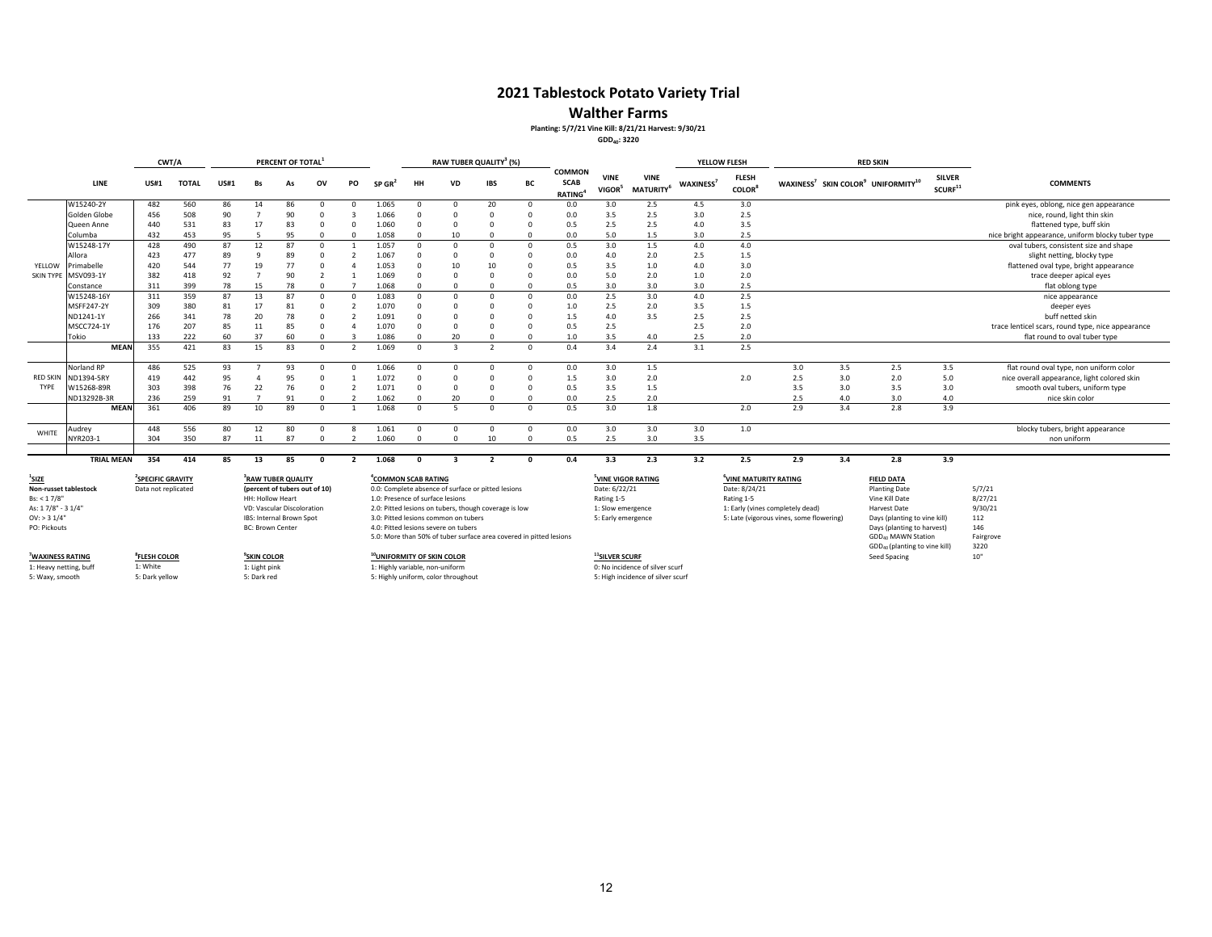# 2021 Tablestock Potato Variety Trial

## Walther Farms

**Planting: 5/7/21 Vine Kill: 8/21/21 Harvest: 9/30/21**

**$GDD_{40}$: 3220**

| | LINE | CWT/A US#1 | CWT/A TOTAL | PERCENT OF TOTAL[1] US#1 | Bs | As | OV | PO | SP GR[2] | RAW TUBER QUALITY[3] (%) HH | VD | IBS | BC | COMMON SCAB RATING[4] | VINE VIGOR[5] | VINE MATURITY[6] | YELLOW FLESH WAXINESS[7] | FLESH COLOR[8] | RED SKIN WAXINESS[7] | SKIN COLOR[9] | UNIFORMITY[10] | SILVER SCURF[11] | COMMENTS |
|---|---|---|---|---|---|---|---|---|---|---|---|---|---|---|---|---|---|---|---|---|---|---|---|
| YELLOW SKIN TYPE | W15240-2Y | 482 | 560 | 86 | 14 | 86 | 0 | 0 | 1.065 | 0 | 0 | 20 | 0 | 0.0 | 3.0 | 2.5 | 4.5 | 3.0 | | | | | pink eyes, oblong, nice gen appearance |
| | Golden Globe | 456 | 508 | 90 | 7 | 90 | 0 | 3 | 1.066 | 0 | 0 | 0 | 0 | 0.0 | 3.5 | 2.5 | 3.0 | 2.5 | | | | | nice, round, light thin skin |
| | Queen Anne | 440 | 531 | 83 | 17 | 83 | 0 | 0 | 1.060 | 0 | 0 | 0 | 0 | 0.5 | 2.5 | 2.5 | 4.0 | 3.5 | | | | | flattened type, buff skin |
| | Columba | 432 | 453 | 95 | 5 | 95 | 0 | 0 | 1.058 | 0 | 10 | 0 | 0 | 0.0 | 5.0 | 1.5 | 3.0 | 2.5 | | | | | nice bright appearance, uniform blocky tuber type |
| | W15248-17Y | 428 | 490 | 87 | 12 | 87 | 0 | 1 | 1.057 | 0 | 0 | 0 | 0 | 0.5 | 3.0 | 1.5 | 4.0 | 4.0 | | | | | oval tubers, consistent size and shape |
| | Allora | 423 | 477 | 89 | 9 | 89 | 0 | 2 | 1.067 | 0 | 0 | 0 | 0 | 0.0 | 4.0 | 2.0 | 2.5 | 1.5 | | | | | slight netting, blocky type |
| | Primabelle | 420 | 544 | 77 | 19 | 77 | 0 | 4 | 1.053 | 0 | 10 | 10 | 0 | 0.5 | 3.5 | 1.0 | 4.0 | 3.0 | | | | | flattened oval type, bright appearance |
| | MSV093-1Y | 382 | 418 | 92 | 7 | 90 | 2 | 1 | 1.069 | 0 | 0 | 0 | 0 | 0.0 | 5.0 | 2.0 | 1.0 | 2.0 | | | | | trace deeper apical eyes |
| | Constance | 311 | 399 | 78 | 15 | 78 | 0 | 7 | 1.068 | 0 | 0 | 0 | 0 | 0.5 | 3.0 | 3.0 | 3.0 | 2.5 | | | | | flat oblong type |
| | W15248-16Y | 311 | 359 | 87 | 13 | 87 | 0 | 0 | 1.083 | 0 | 0 | 0 | 0 | 0.0 | 2.5 | 3.0 | 4.0 | 2.5 | | | | | nice appearance |
| | MSFF247-2Y | 309 | 380 | 81 | 17 | 81 | 0 | 2 | 1.070 | 0 | 0 | 0 | 0 | 1.0 | 2.5 | 2.0 | 3.5 | 1.5 | | | | | deeper eyes |
| | ND1241-1Y | 266 | 341 | 78 | 20 | 78 | 0 | 2 | 1.091 | 0 | 0 | 0 | 0 | 1.5 | 4.0 | 3.5 | 2.5 | 2.5 | | | | | buff netted skin |
| | MSCC724-1Y | 176 | 207 | 85 | 11 | 85 | 0 | 4 | 1.070 | 0 | 0 | 0 | 0 | 0.5 | 2.5 | | 2.5 | 2.0 | | | | | trace lenticel scars, round type, nice appearance |
| | Tokio | 133 | 222 | 60 | 37 | 60 | 0 | 3 | 1.086 | 0 | 20 | 0 | 0 | 1.0 | 3.5 | 4.0 | 2.5 | 2.0 | | | | | flat round to oval tuber type |
| | **MEAN** | 355 | 421 | 83 | 15 | 83 | 0 | 2 | 1.069 | 0 | 3 | 2 | 0 | 0.4 | 3.4 | 2.4 | 3.1 | 2.5 | | | | | |
| RED SKIN TYPE | Norland RP | 486 | 525 | 93 | 7 | 93 | 0 | 0 | 1.066 | 0 | 0 | 0 | 0 | 0.0 | 3.0 | 1.5 | | | 3.0 | 3.5 | 2.5 | 3.5 | flat round oval type, non uniform color |
| | ND1394-5RY | 419 | 442 | 95 | 4 | 95 | 0 | 1 | 1.072 | 0 | 0 | 0 | 0 | 1.5 | 3.0 | 2.0 | | 2.0 | 2.5 | 3.0 | 2.0 | 5.0 | nice overall appearance, light colored skin |
| | W15268-89R | 303 | 398 | 76 | 22 | 76 | 0 | 2 | 1.071 | 0 | 0 | 0 | 0 | 0.5 | 3.5 | 1.5 | | | 3.5 | 3.0 | 3.5 | 3.0 | smooth oval tubers, uniform type |
| | ND13292B-3R | 236 | 259 | 91 | 7 | 91 | 0 | 2 | 1.062 | 0 | 20 | 0 | 0 | 0.0 | 2.5 | 2.0 | | | 2.5 | 4.0 | 3.0 | 4.0 | nice skin color |
| | **MEAN** | 361 | 406 | 89 | 10 | 89 | 0 | 1 | 1.068 | 0 | 5 | 0 | 0 | 0.5 | 3.0 | 1.8 | | 2.0 | 2.9 | 3.4 | 2.8 | 3.9 | |
| WHITE | Audrey | 448 | 556 | 80 | 12 | 80 | 0 | 8 | 1.061 | 0 | 0 | 0 | 0 | 0.0 | 3.0 | 3.0 | 3.0 | 1.0 | | | | | blocky tubers, bright appearance |
| | NYR203-1 | 304 | 350 | 87 | 11 | 87 | 0 | 2 | 1.060 | 0 | 0 | 10 | 0 | 0.5 | 2.5 | 3.0 | 3.5 | | | | | | non uniform |
| | **TRIAL MEAN** | **354** | **414** | **85** | **13** | **85** | **0** | **2** | **1.068** | **0** | **3** | **2** | **0** | **0.4** | **3.3** | **2.3** | **3.2** | **2.5** | **2.9** | **3.4** | **2.8** | **3.9** | |

**[1]SIZE**
**Non-russet tablestock**
Bs: < 1 7/8"
As: 1 7/8" - 3 1/4"
OV: > 3 1/4"
PO: Pickouts

**[2]SPECIFIC GRAVITY**
Data not replicated

**[3]RAW TUBER QUALITY**
**(percent of tubers out of 10)**
HH: Hollow Heart
VD: Vascular Discoloration
IBS: Internal Brown Spot
BC: Brown Center

**[4]COMMON SCAB RATING**
0.0: Complete absence of surface or pitted lesions
1.0: Presence of surface lesions
2.0: Pitted lesions on tubers, though coverage is low
3.0: Pitted lesions common on tubers
4.0: Pitted lesions severe on tubers
5.0: More than 50% of tuber surface area covered in pitted lesions

**[5]VINE VIGOR RATING**
Date: 6/22/21
Rating 1-5
1: Slow emergence
5: Early emergence

**[6]VINE MATURITY RATING**
Date: 8/24/21
Rating 1-5
1: Early (vines completely dead)
5: Late (vigorous vines, some flowering)

**FIELD DATA**

| | |
|---|---|
| Planting Date | 5/7/21 |
| Vine Kill Date | 8/27/21 |
| Harvest Date | 9/30/21 |
| Days (planting to vine kill) | 112 |
| Days (planting to harvest) | 146 |
| $GDD_{40}$ MAWN Station | Fairgrove |
| $GDD_{40}$ (planting to vine kill) | 3220 |
| Seed Spacing | 10" |

**[7]WAXINESS RATING**
1: Heavy netting, buff
5: Waxy, smooth

**[8]FLESH COLOR**
1: White
5: Dark yellow

**[9]SKIN COLOR**
1: Light pink
5: Dark red

**[10]UNIFORMITY OF SKIN COLOR**
1: Highly variable, non-uniform
5: Highly uniform, color throughout

**[11]SILVER SCURF**
0: No incidence of silver scurf
5: High incidence of silver scurf